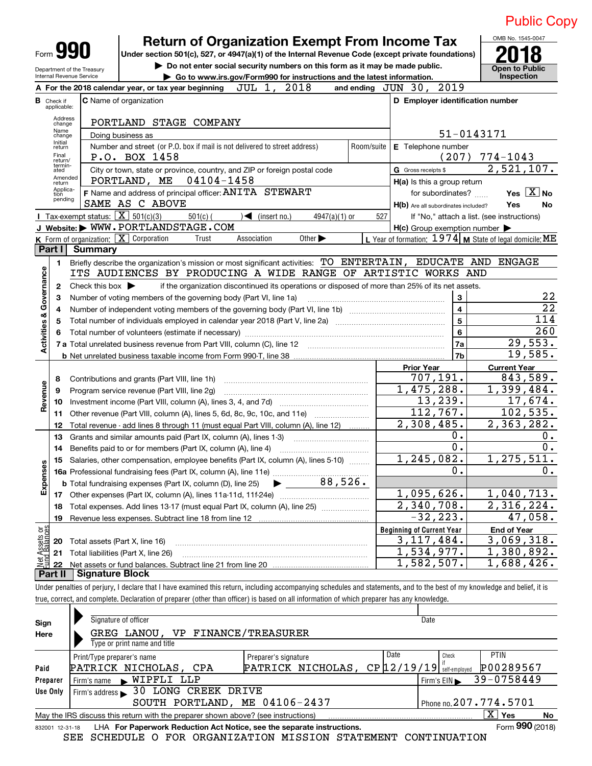Public Copy

# Form 990 — Return of Organization Exempt From Income Tax

Under section 501(c), 527, or 4947(a)(1) of the Internal Revenue Code (except private foundations)

▶ Do not enter social security numbers on this form as it may be made public.

▶ Go to www.irs.gov/Form990 for instructions and the latest information.

Department of the Treasury
Internal Revenue Service

OMB No. 1545-0047

**2018**

Open to Public Inspection

**A** For the 2018 calendar year, or tax year beginning JUL 1, 2018 and ending JUN 30, 2019

**B** Check if applicable: Address change, Name change, Initial return, Final return/terminated, Amended return, Application pending

**C** Name of organization: PORTLAND STAGE COMPANY

Doing business as

Number and street (or P.O. box if mail is not delivered to street address): P.O. BOX 1458 | Room/suite

City or town, state or province, country, and ZIP or foreign postal code: PORTLAND, ME 04104-1458

**F** Name and address of principal officer: ANITA STEWART
SAME AS C ABOVE

**D** Employer identification number: 51-0143171

**E** Telephone number: (207) 774-1043

**G** Gross receipts $ 2,521,107.

**H(a)** Is this a group return for subordinates? Yes [X] No

**H(b)** Are all subordinates included? Yes No
If "No," attach a list. (see instructions)

**H(c)** Group exemption number ▶

**I** Tax-exempt status: [X] 501(c)(3) 501(c) ( )◀ (insert no.) 4947(a)(1) or 527

**J** Website: ▶ WWW.PORTLANDSTAGE.COM

**K** Form of organization: [X] Corporation Trust Association Other ▶

**L** Year of formation: 1974 **M** State of legal domicile: ME

## Part I Summary

**Activities & Governance**

1. Briefly describe the organization's mission or most significant activities: TO ENTERTAIN, EDUCATE AND ENGAGE ITS AUDIENCES BY PRODUCING A WIDE RANGE OF ARTISTIC WORKS AND
2. Check this box ▶ if the organization discontinued its operations or disposed of more than 25% of its net assets.

| | | Line | |
|---|---|---|---|
| 3 | Number of voting members of the governing body (Part VI, line 1a) | 3 | 22 |
| 4 | Number of independent voting members of the governing body (Part VI, line 1b) | 4 | 22 |
| 5 | Total number of individuals employed in calendar year 2018 (Part V, line 2a) | 5 | 114 |
| 6 | Total number of volunteers (estimate if necessary) | 6 | 260 |
| 7a | Total unrelated business revenue from Part VIII, column (C), line 12 | 7a | 29,553. |
| b | Net unrelated business taxable income from Form 990-T, line 38 | 7b | 19,585. |

| | | Prior Year | Current Year |
|---|---|---|---|
| **Revenue** | | | |
| 8 | Contributions and grants (Part VIII, line 1h) | 707,191. | 843,589. |
| 9 | Program service revenue (Part VIII, line 2g) | 1,475,288. | 1,399,484. |
| 10 | Investment income (Part VIII, column (A), lines 3, 4, and 7d) | 13,239. | 17,674. |
| 11 | Other revenue (Part VIII, column (A), lines 5, 6d, 8c, 9c, 10c, and 11e) | 112,767. | 102,535. |
| 12 | Total revenue - add lines 8 through 11 (must equal Part VIII, column (A), line 12) | 2,308,485. | 2,363,282. |
| **Expenses** | | | |
| 13 | Grants and similar amounts paid (Part IX, column (A), lines 1-3) | 0. | 0. |
| 14 | Benefits paid to or for members (Part IX, column (A), line 4) | 0. | 0. |
| 15 | Salaries, other compensation, employee benefits (Part IX, column (A), lines 5-10) | 1,245,082. | 1,275,511. |
| 16a | Professional fundraising fees (Part IX, column (A), line 11e) | 0. | 0. |
| b | Total fundraising expenses (Part IX, column (D), line 25) ▶ 88,526. | | |
| 17 | Other expenses (Part IX, column (A), lines 11a-11d, 11f-24e) | 1,095,626. | 1,040,713. |
| 18 | Total expenses. Add lines 13-17 (must equal Part IX, column (A), line 25) | 2,340,708. | 2,316,224. |
| 19 | Revenue less expenses. Subtract line 18 from line 12 | -32,223. | 47,058. |

| **Net Assets or Fund Balances** | | Beginning of Current Year | End of Year |
|---|---|---|---|
| 20 | Total assets (Part X, line 16) | 3,117,484. | 3,069,318. |
| 21 | Total liabilities (Part X, line 26) | 1,534,977. | 1,380,892. |
| 22 | Net assets or fund balances. Subtract line 21 from line 20 | 1,582,507. | 1,688,426. |

## Part II Signature Block

Under penalties of perjury, I declare that I have examined this return, including accompanying schedules and statements, and to the best of my knowledge and belief, it is true, correct, and complete. Declaration of preparer (other than officer) is based on all information of which preparer has any knowledge.

**Sign Here**

Signature of officer | Date

GREG LANOU, VP FINANCE/TREASURER
Type or print name and title

**Paid Preparer Use Only**

| Print/Type preparer's name | Preparer's signature | Date | Check if self-employed | PTIN |
|---|---|---|---|---|
| PATRICK NICHOLAS, CPA | PATRICK NICHOLAS, CP | 12/19/19 | | P00289567 |

Firm's name ▶ WIPFLI LLP | Firm's EIN ▶ 39-0758449

Firm's address ▶ 30 LONG CREEK DRIVE, SOUTH PORTLAND, ME 04106-2437 | Phone no. 207.774.5701

May the IRS discuss this return with the preparer shown above? (see instructions) [X] Yes No

832001 12-31-18 LHA For Paperwork Reduction Act Notice, see the separate instructions. Form **990** (2018)

SEE SCHEDULE O FOR ORGANIZATION MISSION STATEMENT CONTINUATION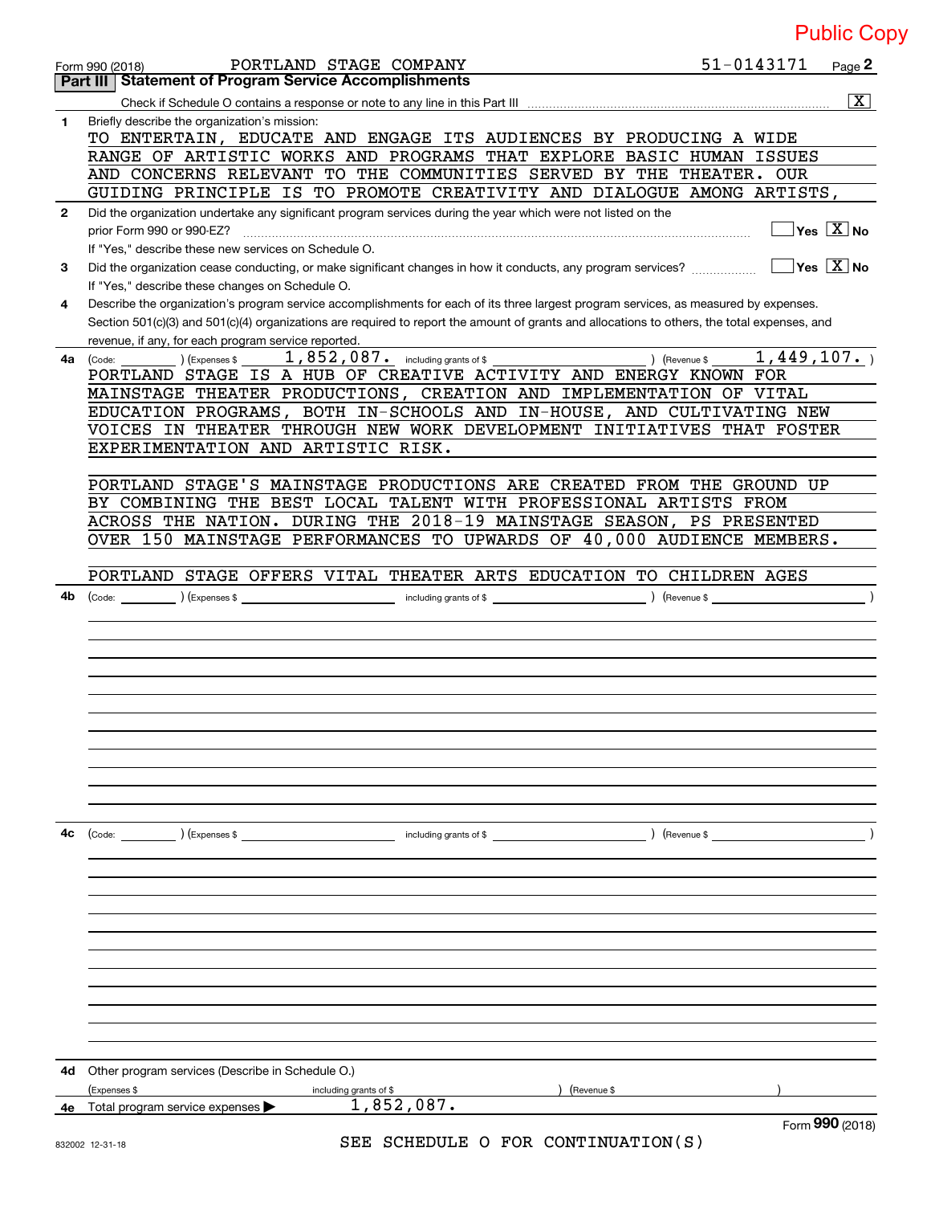Public Copy

Form 990 (2018) PORTLAND STAGE COMPANY 51-0143171 Page **2**

## Part III Statement of Program Service Accomplishments

Check if Schedule O contains a response or note to any line in this Part III [X]

**1** Briefly describe the organization's mission:

TO ENTERTAIN, EDUCATE AND ENGAGE ITS AUDIENCES BY PRODUCING A WIDE RANGE OF ARTISTIC WORKS AND PROGRAMS THAT EXPLORE BASIC HUMAN ISSUES AND CONCERNS RELEVANT TO THE COMMUNITIES SERVED BY THE THEATER. OUR GUIDING PRINCIPLE IS TO PROMOTE CREATIVITY AND DIALOGUE AMONG ARTISTS,

**2** Did the organization undertake any significant program services during the year which were not listed on the prior Form 990 or 990-EZ? [ ] Yes [X] No

If "Yes," describe these new services on Schedule O.

**3** Did the organization cease conducting, or make significant changes in how it conducts, any program services? [ ] Yes [X] No

If "Yes," describe these changes on Schedule O.

**4** Describe the organization's program service accomplishments for each of its three largest program services, as measured by expenses. Section 501(c)(3) and 501(c)(4) organizations are required to report the amount of grants and allocations to others, the total expenses, and revenue, if any, for each program service reported.

**4a** (Code: ) (Expenses $ 1,852,087. including grants of $ ) (Revenue $ 1,449,107. )

PORTLAND STAGE IS A HUB OF CREATIVE ACTIVITY AND ENERGY KNOWN FOR MAINSTAGE THEATER PRODUCTIONS, CREATION AND IMPLEMENTATION OF VITAL EDUCATION PROGRAMS, BOTH IN-SCHOOLS AND IN-HOUSE, AND CULTIVATING NEW VOICES IN THEATER THROUGH NEW WORK DEVELOPMENT INITIATIVES THAT FOSTER EXPERIMENTATION AND ARTISTIC RISK.

PORTLAND STAGE'S MAINSTAGE PRODUCTIONS ARE CREATED FROM THE GROUND UP BY COMBINING THE BEST LOCAL TALENT WITH PROFESSIONAL ARTISTS FROM ACROSS THE NATION. DURING THE 2018-19 MAINSTAGE SEASON, PS PRESENTED OVER 150 MAINSTAGE PERFORMANCES TO UPWARDS OF 40,000 AUDIENCE MEMBERS.

PORTLAND STAGE OFFERS VITAL THEATER ARTS EDUCATION TO CHILDREN AGES

**4b** (Code: ) (Expenses $ including grants of $ ) (Revenue $ )

**4c** (Code: ) (Expenses $ including grants of $ ) (Revenue $ )

**4d** Other program services (Describe in Schedule O.)

(Expenses $ including grants of $ ) (Revenue $ )

**4e** Total program service expenses ▶ 1,852,087.

Form **990** (2018)

832002 12-31-18

SEE SCHEDULE O FOR CONTINUATION(S)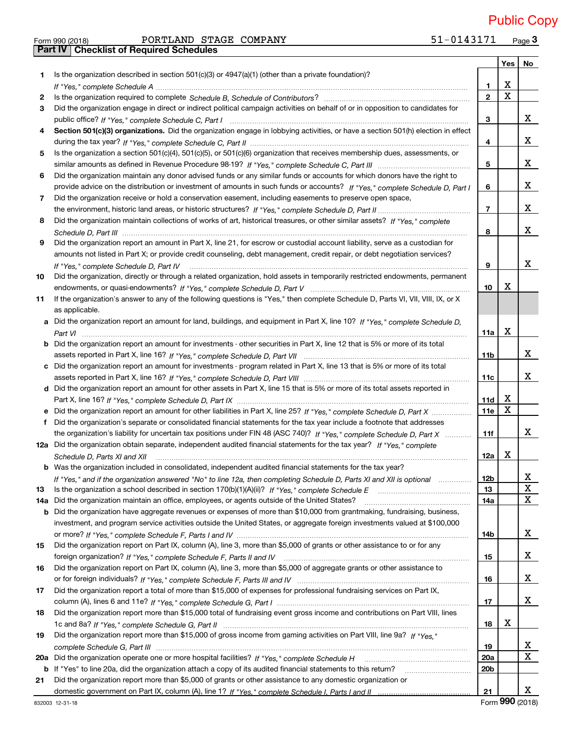Public Copy

Form 990 (2018) PORTLAND STAGE COMPANY 51-0143171

## Part IV Checklist of Required Schedules

| | | | Yes | No |
|---|---|---|---|---|
| 1 | Is the organization described in section 501(c)(3) or 4947(a)(1) (other than a private foundation)? *If "Yes," complete Schedule A* | 1 | X | |
| 2 | Is the organization required to complete *Schedule B, Schedule of Contributors*? | 2 | X | |
| 3 | Did the organization engage in direct or indirect political campaign activities on behalf of or in opposition to candidates for public office? *If "Yes," complete Schedule C, Part I* | 3 | | X |
| 4 | **Section 501(c)(3) organizations.** Did the organization engage in lobbying activities, or have a section 501(h) election in effect during the tax year? *If "Yes," complete Schedule C, Part II* | 4 | | X |
| 5 | Is the organization a section 501(c)(4), 501(c)(5), or 501(c)(6) organization that receives membership dues, assessments, or similar amounts as defined in Revenue Procedure 98-19? *If "Yes," complete Schedule C, Part III* | 5 | | X |
| 6 | Did the organization maintain any donor advised funds or any similar funds or accounts for which donors have the right to provide advice on the distribution or investment of amounts in such funds or accounts? *If "Yes," complete Schedule D, Part I* | 6 | | X |
| 7 | Did the organization receive or hold a conservation easement, including easements to preserve open space, the environment, historic land areas, or historic structures? *If "Yes," complete Schedule D, Part II* | 7 | | X |
| 8 | Did the organization maintain collections of works of art, historical treasures, or other similar assets? *If "Yes," complete Schedule D, Part III* | 8 | | X |
| 9 | Did the organization report an amount in Part X, line 21, for escrow or custodial account liability, serve as a custodian for amounts not listed in Part X; or provide credit counseling, debt management, credit repair, or debt negotiation services? *If "Yes," complete Schedule D, Part IV* | 9 | | X |
| 10 | Did the organization, directly or through a related organization, hold assets in temporarily restricted endowments, permanent endowments, or quasi-endowments? *If "Yes," complete Schedule D, Part V* | 10 | X | |
| 11 | If the organization's answer to any of the following questions is "Yes," then complete Schedule D, Parts VI, VII, VIII, IX, or X as applicable. | | | |
| a | Did the organization report an amount for land, buildings, and equipment in Part X, line 10? *If "Yes," complete Schedule D, Part VI* | 11a | X | |
| b | Did the organization report an amount for investments - other securities in Part X, line 12 that is 5% or more of its total assets reported in Part X, line 16? *If "Yes," complete Schedule D, Part VII* | 11b | | X |
| c | Did the organization report an amount for investments - program related in Part X, line 13 that is 5% or more of its total assets reported in Part X, line 16? *If "Yes," complete Schedule D, Part VIII* | 11c | | X |
| d | Did the organization report an amount for other assets in Part X, line 15 that is 5% or more of its total assets reported in Part X, line 16? *If "Yes," complete Schedule D, Part IX* | 11d | X | |
| e | Did the organization report an amount for other liabilities in Part X, line 25? *If "Yes," complete Schedule D, Part X* | 11e | X | |
| f | Did the organization's separate or consolidated financial statements for the tax year include a footnote that addresses the organization's liability for uncertain tax positions under FIN 48 (ASC 740)? *If "Yes," complete Schedule D, Part X* | 11f | | X |
| 12a | Did the organization obtain separate, independent audited financial statements for the tax year? *If "Yes," complete Schedule D, Parts XI and XII* | 12a | X | |
| b | Was the organization included in consolidated, independent audited financial statements for the tax year? *If "Yes," and if the organization answered "No" to line 12a, then completing Schedule D, Parts XI and XII is optional* | 12b | | X |
| 13 | Is the organization a school described in section 170(b)(1)(A)(ii)? *If "Yes," complete Schedule E* | 13 | | X |
| 14a | Did the organization maintain an office, employees, or agents outside of the United States? | 14a | | X |
| b | Did the organization have aggregate revenues or expenses of more than $10,000 from grantmaking, fundraising, business, investment, and program service activities outside the United States, or aggregate foreign investments valued at $100,000 or more? *If "Yes," complete Schedule F, Parts I and IV* | 14b | | X |
| 15 | Did the organization report on Part IX, column (A), line 3, more than $5,000 of grants or other assistance to or for any foreign organization? *If "Yes," complete Schedule F, Parts II and IV* | 15 | | X |
| 16 | Did the organization report on Part IX, column (A), line 3, more than $5,000 of aggregate grants or other assistance to or for foreign individuals? *If "Yes," complete Schedule F, Parts III and IV* | 16 | | X |
| 17 | Did the organization report a total of more than $15,000 of expenses for professional fundraising services on Part IX, column (A), lines 6 and 11e? *If "Yes," complete Schedule G, Part I* | 17 | | X |
| 18 | Did the organization report more than $15,000 total of fundraising event gross income and contributions on Part VIII, lines 1c and 8a? *If "Yes," complete Schedule G, Part II* | 18 | X | |
| 19 | Did the organization report more than $15,000 of gross income from gaming activities on Part VIII, line 9a? *If "Yes," complete Schedule G, Part III* | 19 | | X |
| 20a | Did the organization operate one or more hospital facilities? *If "Yes," complete Schedule H* | 20a | | X |
| b | If "Yes" to line 20a, did the organization attach a copy of its audited financial statements to this return? | 20b | | |
| 21 | Did the organization report more than $5,000 of grants or other assistance to any domestic organization or domestic government on Part IX, column (A), line 1? *If "Yes," complete Schedule I, Parts I and II* | 21 | | X |

832003 12-31-18 Form **990** (2018)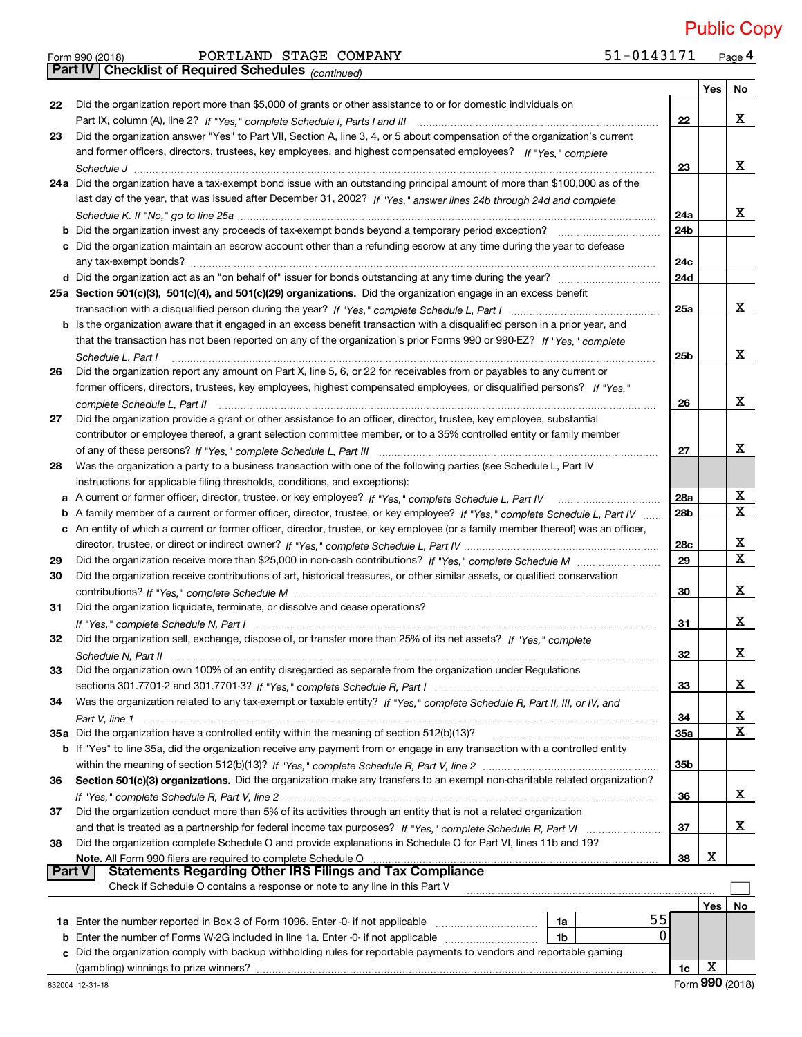Public Copy

Form 990 (2018) PORTLAND STAGE COMPANY 51-0143171

## Part IV | Checklist of Required Schedules *(continued)*

| | | | Yes | No |
|---|---|---|---|---|
| 22 | Did the organization report more than $5,000 of grants or other assistance to or for domestic individuals on Part IX, column (A), line 2? *If "Yes," complete Schedule I, Parts I and III* | 22 | | X |
| 23 | Did the organization answer "Yes" to Part VII, Section A, line 3, 4, or 5 about compensation of the organization's current and former officers, directors, trustees, key employees, and highest compensated employees? *If "Yes," complete Schedule J* | 23 | | X |
| 24a | Did the organization have a tax-exempt bond issue with an outstanding principal amount of more than $100,000 as of the last day of the year, that was issued after December 31, 2002? *If "Yes," answer lines 24b through 24d and complete Schedule K. If "No," go to line 25a* | 24a | | X |
| b | Did the organization invest any proceeds of tax-exempt bonds beyond a temporary period exception? | 24b | | |
| c | Did the organization maintain an escrow account other than a refunding escrow at any time during the year to defease any tax-exempt bonds? | 24c | | |
| d | Did the organization act as an "on behalf of" issuer for bonds outstanding at any time during the year? | 24d | | |
| 25a | **Section 501(c)(3), 501(c)(4), and 501(c)(29) organizations.** Did the organization engage in an excess benefit transaction with a disqualified person during the year? *If "Yes," complete Schedule L, Part I* | 25a | | X |
| b | Is the organization aware that it engaged in an excess benefit transaction with a disqualified person in a prior year, and that the transaction has not been reported on any of the organization's prior Forms 990 or 990-EZ? *If "Yes," complete Schedule L, Part I* | 25b | | X |
| 26 | Did the organization report any amount on Part X, line 5, 6, or 22 for receivables from or payables to any current or former officers, directors, trustees, key employees, highest compensated employees, or disqualified persons? *If "Yes," complete Schedule L, Part II* | 26 | | X |
| 27 | Did the organization provide a grant or other assistance to an officer, director, trustee, key employee, substantial contributor or employee thereof, a grant selection committee member, or to a 35% controlled entity or family member of any of these persons? *If "Yes," complete Schedule L, Part III* | 27 | | X |
| 28 | Was the organization a party to a business transaction with one of the following parties (see Schedule L, Part IV instructions for applicable filing thresholds, conditions, and exceptions): | | | |
| a | A current or former officer, director, trustee, or key employee? *If "Yes," complete Schedule L, Part IV* | 28a | | X |
| b | A family member of a current or former officer, director, trustee, or key employee? *If "Yes," complete Schedule L, Part IV* | 28b | | X |
| c | An entity of which a current or former officer, director, trustee, or key employee (or a family member thereof) was an officer, director, trustee, or direct or indirect owner? *If "Yes," complete Schedule L, Part IV* | 28c | | X |
| 29 | Did the organization receive more than $25,000 in non-cash contributions? *If "Yes," complete Schedule M* | 29 | | X |
| 30 | Did the organization receive contributions of art, historical treasures, or other similar assets, or qualified conservation contributions? *If "Yes," complete Schedule M* | 30 | | X |
| 31 | Did the organization liquidate, terminate, or dissolve and cease operations? *If "Yes," complete Schedule N, Part I* | 31 | | X |
| 32 | Did the organization sell, exchange, dispose of, or transfer more than 25% of its net assets? *If "Yes," complete Schedule N, Part II* | 32 | | X |
| 33 | Did the organization own 100% of an entity disregarded as separate from the organization under Regulations sections 301.7701-2 and 301.7701-3? *If "Yes," complete Schedule R, Part I* | 33 | | X |
| 34 | Was the organization related to any tax-exempt or taxable entity? *If "Yes," complete Schedule R, Part II, III, or IV, and Part V, line 1* | 34 | | X |
| 35a | Did the organization have a controlled entity within the meaning of section 512(b)(13)? | 35a | | X |
| b | If "Yes" to line 35a, did the organization receive any payment from or engage in any transaction with a controlled entity within the meaning of section 512(b)(13)? *If "Yes," complete Schedule R, Part V, line 2* | 35b | | |
| 36 | **Section 501(c)(3) organizations.** Did the organization make any transfers to an exempt non-charitable related organization? *If "Yes," complete Schedule R, Part V, line 2* | 36 | | X |
| 37 | Did the organization conduct more than 5% of its activities through an entity that is not a related organization and that is treated as a partnership for federal income tax purposes? *If "Yes," complete Schedule R, Part VI* | 37 | | X |
| 38 | Did the organization complete Schedule O and provide explanations in Schedule O for Part VI, lines 11b and 19? **Note.** All Form 990 filers are required to complete Schedule O | 38 | X | |

## Part V | Statements Regarding Other IRS Filings and Tax Compliance

Check if Schedule O contains a response or note to any line in this Part V ☐

| | | | | | Yes | No |
|---|---|---|---|---|---|---|
| 1a | Enter the number reported in Box 3 of Form 1096. Enter -0- if not applicable | 1a | 55 | | | |
| b | Enter the number of Forms W-2G included in line 1a. Enter -0- if not applicable | 1b | 0 | | | |
| c | Did the organization comply with backup withholding rules for reportable payments to vendors and reportable gaming (gambling) winnings to prize winners? | | | 1c | X | |

832004 12-31-18 Form **990** (2018)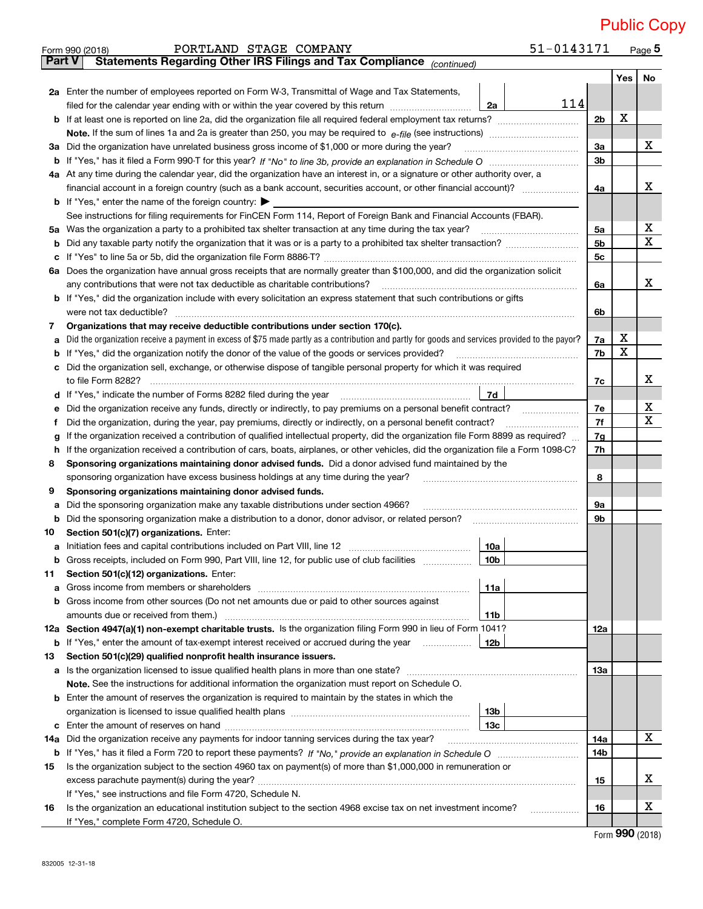Public Copy

Form 990 (2018) PORTLAND STAGE COMPANY 51-0143171

## Part V Statements Regarding Other IRS Filings and Tax Compliance *(continued)*

| | | | | Yes | No |
|---|---|---|---|---|---|
| **2a** | Enter the number of employees reported on Form W-3, Transmittal of Wage and Tax Statements, filed for the calendar year ending with or within the year covered by this return | 2a 114 | | | |
| **b** | If at least one is reported on line 2a, did the organization file all required federal employment tax returns? | | 2b | X | |
| | **Note.** If the sum of lines 1a and 2a is greater than 250, you may be required to *e-file* (see instructions) | | | | |
| **3a** | Did the organization have unrelated business gross income of $1,000 or more during the year? | | 3a | | X |
| **b** | If "Yes," has it filed a Form 990-T for this year? *If "No" to line 3b, provide an explanation in Schedule O* | | 3b | | |
| **4a** | At any time during the calendar year, did the organization have an interest in, or a signature or other authority over, a financial account in a foreign country (such as a bank account, securities account, or other financial account)? | | 4a | | X |
| **b** | If "Yes," enter the name of the foreign country: ▶ | | | | |
| | See instructions for filing requirements for FinCEN Form 114, Report of Foreign Bank and Financial Accounts (FBAR). | | | | |
| **5a** | Was the organization a party to a prohibited tax shelter transaction at any time during the tax year? | | 5a | | X |
| **b** | Did any taxable party notify the organization that it was or is a party to a prohibited tax shelter transaction? | | 5b | | X |
| **c** | If "Yes" to line 5a or 5b, did the organization file Form 8886-T? | | 5c | | |
| **6a** | Does the organization have annual gross receipts that are normally greater than $100,000, and did the organization solicit any contributions that were not tax deductible as charitable contributions? | | 6a | | X |
| **b** | If "Yes," did the organization include with every solicitation an express statement that such contributions or gifts were not tax deductible? | | 6b | | |
| **7** | **Organizations that may receive deductible contributions under section 170(c).** | | | | |
| **a** | Did the organization receive a payment in excess of $75 made partly as a contribution and partly for goods and services provided to the payor? | | 7a | X | |
| **b** | If "Yes," did the organization notify the donor of the value of the goods or services provided? | | 7b | X | |
| **c** | Did the organization sell, exchange, or otherwise dispose of tangible personal property for which it was required to file Form 8282? | | 7c | | X |
| **d** | If "Yes," indicate the number of Forms 8282 filed during the year | 7d | | | |
| **e** | Did the organization receive any funds, directly or indirectly, to pay premiums on a personal benefit contract? | | 7e | | X |
| **f** | Did the organization, during the year, pay premiums, directly or indirectly, on a personal benefit contract? | | 7f | | X |
| **g** | If the organization received a contribution of qualified intellectual property, did the organization file Form 8899 as required? | | 7g | | |
| **h** | If the organization received a contribution of cars, boats, airplanes, or other vehicles, did the organization file a Form 1098-C? | | 7h | | |
| **8** | **Sponsoring organizations maintaining donor advised funds.** Did a donor advised fund maintained by the sponsoring organization have excess business holdings at any time during the year? | | 8 | | |
| **9** | **Sponsoring organizations maintaining donor advised funds.** | | | | |
| **a** | Did the sponsoring organization make any taxable distributions under section 4966? | | 9a | | |
| **b** | Did the sponsoring organization make a distribution to a donor, donor advisor, or related person? | | 9b | | |
| **10** | **Section 501(c)(7) organizations.** Enter: | | | | |
| **a** | Initiation fees and capital contributions included on Part VIII, line 12 | 10a | | | |
| **b** | Gross receipts, included on Form 990, Part VIII, line 12, for public use of club facilities | 10b | | | |
| **11** | **Section 501(c)(12) organizations.** Enter: | | | | |
| **a** | Gross income from members or shareholders | 11a | | | |
| **b** | Gross income from other sources (Do not net amounts due or paid to other sources against amounts due or received from them.) | 11b | | | |
| **12a** | **Section 4947(a)(1) non-exempt charitable trusts.** Is the organization filing Form 990 in lieu of Form 1041? | | 12a | | |
| **b** | If "Yes," enter the amount of tax-exempt interest received or accrued during the year | 12b | | | |
| **13** | **Section 501(c)(29) qualified nonprofit health insurance issuers.** | | | | |
| **a** | Is the organization licensed to issue qualified health plans in more than one state? | | 13a | | |
| | **Note.** See the instructions for additional information the organization must report on Schedule O. | | | | |
| **b** | Enter the amount of reserves the organization is required to maintain by the states in which the organization is licensed to issue qualified health plans | 13b | | | |
| **c** | Enter the amount of reserves on hand | 13c | | | |
| **14a** | Did the organization receive any payments for indoor tanning services during the tax year? | | 14a | | X |
| **b** | If "Yes," has it filed a Form 720 to report these payments? *If "No," provide an explanation in Schedule O* | | 14b | | |
| **15** | Is the organization subject to the section 4960 tax on payment(s) of more than $1,000,000 in remuneration or excess parachute payment(s) during the year? | | 15 | | X |
| | If "Yes," see instructions and file Form 4720, Schedule N. | | | | |
| **16** | Is the organization an educational institution subject to the section 4968 excise tax on net investment income? | | 16 | | X |
| | If "Yes," complete Form 4720, Schedule O. | | | | |

Form **990** (2018)

832005 12-31-18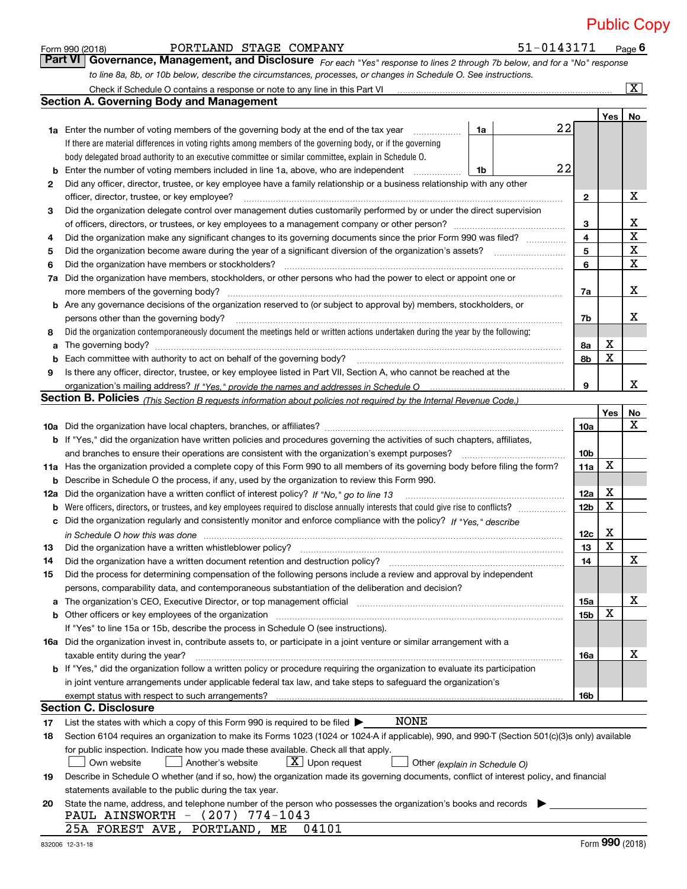Public Copy

Form 990 (2018) PORTLAND STAGE COMPANY 51-0143171

## Part VI Governance, Management, and Disclosure

*For each "Yes" response to lines 2 through 7b below, and for a "No" response to line 8a, 8b, or 10b below, describe the circumstances, processes, or changes in Schedule O. See instructions.*

Check if Schedule O contains a response or note to any line in this Part VI ..... [X]

### Section A. Governing Body and Management

| | | | | Yes | No |
|---|---|---|---|---|---|
| 1a | Enter the number of voting members of the governing body at the end of the tax year ..... **1a** 22. If there are material differences in voting rights among members of the governing body, or if the governing body delegated broad authority to an executive committee or similar committee, explain in Schedule O. | | | | |
| b | Enter the number of voting members included in line 1a, above, who are independent ..... **1b** 22 | | | | |
| 2 | Did any officer, director, trustee, or key employee have a family relationship or a business relationship with any other officer, director, trustee, or key employee? | 2 | | | X |
| 3 | Did the organization delegate control over management duties customarily performed by or under the direct supervision of officers, directors, or trustees, or key employees to a management company or other person? | 3 | | | X |
| 4 | Did the organization make any significant changes to its governing documents since the prior Form 990 was filed? | 4 | | | X |
| 5 | Did the organization become aware during the year of a significant diversion of the organization's assets? | 5 | | | X |
| 6 | Did the organization have members or stockholders? | 6 | | | X |
| 7a | Did the organization have members, stockholders, or other persons who had the power to elect or appoint one or more members of the governing body? | 7a | | | X |
| b | Are any governance decisions of the organization reserved to (or subject to approval by) members, stockholders, or persons other than the governing body? | 7b | | | X |
| 8 | Did the organization contemporaneously document the meetings held or written actions undertaken during the year by the following: | | | | |
| a | The governing body? | 8a | | X | |
| b | Each committee with authority to act on behalf of the governing body? | 8b | | X | |
| 9 | Is there any officer, director, trustee, or key employee listed in Part VII, Section A, who cannot be reached at the organization's mailing address? *If "Yes," provide the names and addresses in Schedule O* | 9 | | | X |

### Section B. Policies *(This Section B requests information about policies not required by the Internal Revenue Code.)*

| | | | Yes | No |
|---|---|---|---|---|
| 10a | Did the organization have local chapters, branches, or affiliates? | 10a | | X |
| b | If "Yes," did the organization have written policies and procedures governing the activities of such chapters, affiliates, and branches to ensure their operations are consistent with the organization's exempt purposes? | 10b | | |
| 11a | Has the organization provided a complete copy of this Form 990 to all members of its governing body before filing the form? | 11a | X | |
| b | Describe in Schedule O the process, if any, used by the organization to review this Form 990. | | | |
| 12a | Did the organization have a written conflict of interest policy? *If "No," go to line 13* | 12a | X | |
| b | Were officers, directors, or trustees, and key employees required to disclose annually interests that could give rise to conflicts? | 12b | X | |
| c | Did the organization regularly and consistently monitor and enforce compliance with the policy? *If "Yes," describe in Schedule O how this was done* | 12c | X | |
| 13 | Did the organization have a written whistleblower policy? | 13 | X | |
| 14 | Did the organization have a written document retention and destruction policy? | 14 | | X |
| 15 | Did the process for determining compensation of the following persons include a review and approval by independent persons, comparability data, and contemporaneous substantiation of the deliberation and decision? | | | |
| a | The organization's CEO, Executive Director, or top management official | 15a | | X |
| b | Other officers or key employees of the organization | 15b | X | |
| | If "Yes" to line 15a or 15b, describe the process in Schedule O (see instructions). | | | |
| 16a | Did the organization invest in, contribute assets to, or participate in a joint venture or similar arrangement with a taxable entity during the year? | 16a | | X |
| b | If "Yes," did the organization follow a written policy or procedure requiring the organization to evaluate its participation in joint venture arrangements under applicable federal tax law, and take steps to safeguard the organization's exempt status with respect to such arrangements? | 16b | | |

### Section C. Disclosure

17 List the states with which a copy of this Form 990 is required to be filed ▶ NONE

18 Section 6104 requires an organization to make its Forms 1023 (1024 or 1024-A if applicable), 990, and 990-T (Section 501(c)(3)s only) available for public inspection. Indicate how you made these available. Check all that apply.

[ ] Own website [ ] Another's website [X] Upon request [ ] Other *(explain in Schedule O)*

19 Describe in Schedule O whether (and if so, how) the organization made its governing documents, conflict of interest policy, and financial statements available to the public during the tax year.

20 State the name, address, and telephone number of the person who possesses the organization's books and records ▶

PAUL AINSWORTH - (207) 774-1043
25A FOREST AVE, PORTLAND, ME 04101

832006 12-31-18 Form **990** (2018)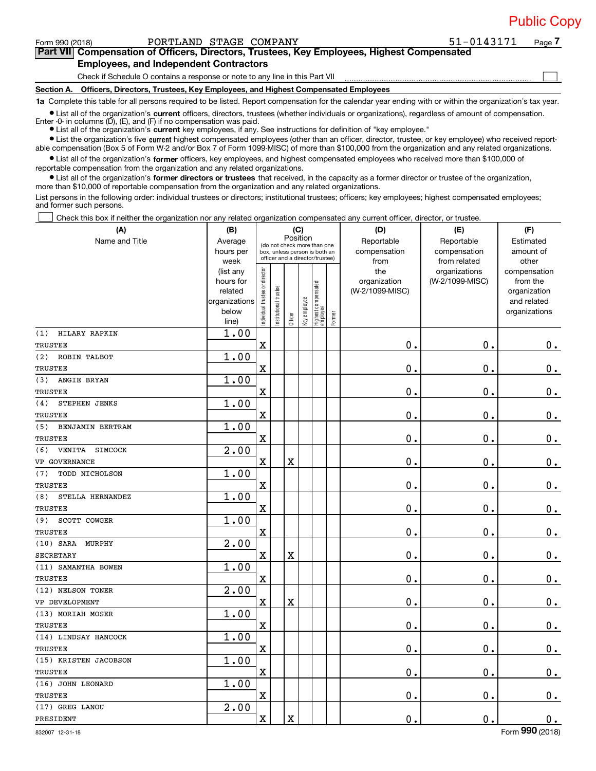Public Copy

Form 990 (2018) PORTLAND STAGE COMPANY 51-0143171 Page 7

**Part VII Compensation of Officers, Directors, Trustees, Key Employees, Highest Compensated Employees, and Independent Contractors**

Check if Schedule O contains a response or note to any line in this Part VII ☐

**Section A. Officers, Directors, Trustees, Key Employees, and Highest Compensated Employees**

**1a** Complete this table for all persons required to be listed. Report compensation for the calendar year ending with or within the organization's tax year.

- List all of the organization's **current** officers, directors, trustees (whether individuals or organizations), regardless of amount of compensation. Enter -0- in columns (D), (E), and (F) if no compensation was paid.
- List all of the organization's **current** key employees, if any. See instructions for definition of "key employee."
- List the organization's five **current** highest compensated employees (other than an officer, director, trustee, or key employee) who received reportable compensation (Box 5 of Form W-2 and/or Box 7 of Form 1099-MISC) of more than $100,000 from the organization and any related organizations.
- List all of the organization's **former** officers, key employees, and highest compensated employees who received more than $100,000 of reportable compensation from the organization and any related organizations.
- List all of the organization's **former directors or trustees** that received, in the capacity as a former director or trustee of the organization, more than $10,000 of reportable compensation from the organization and any related organizations.

List persons in the following order: individual trustees or directors; institutional trustees; officers; key employees; highest compensated employees; and former such persons.

☐ Check this box if neither the organization nor any related organization compensated any current officer, director, or trustee.

| (A) Name and Title | (B) Average hours per week (list any hours for related organizations below line) | (C) Individual trustee or director | Institutional trustee | Officer | Key employee | Highest compensated employee | Former | (D) Reportable compensation from the organization (W-2/1099-MISC) | (E) Reportable compensation from related organizations (W-2/1099-MISC) | (F) Estimated amount of other compensation from the organization and related organizations |
|---|---|---|---|---|---|---|---|---|---|---|
| (1) HILARY RAPKIN<br>TRUSTEE | 1.00 | X | | | | | | 0. | 0. | 0. |
| (2) ROBIN TALBOT<br>TRUSTEE | 1.00 | X | | | | | | 0. | 0. | 0. |
| (3) ANGIE BRYAN<br>TRUSTEE | 1.00 | X | | | | | | 0. | 0. | 0. |
| (4) STEPHEN JENKS<br>TRUSTEE | 1.00 | X | | | | | | 0. | 0. | 0. |
| (5) BENJAMIN BERTRAM<br>TRUSTEE | 1.00 | X | | | | | | 0. | 0. | 0. |
| (6) VENITA SIMCOCK<br>VP GOVERNANCE | 2.00 | X | | X | | | | 0. | 0. | 0. |
| (7) TODD NICHOLSON<br>TRUSTEE | 1.00 | X | | | | | | 0. | 0. | 0. |
| (8) STELLA HERNANDEZ<br>TRUSTEE | 1.00 | X | | | | | | 0. | 0. | 0. |
| (9) SCOTT COWGER<br>TRUSTEE | 1.00 | X | | | | | | 0. | 0. | 0. |
| (10) SARA MURPHY<br>SECRETARY | 2.00 | X | | X | | | | 0. | 0. | 0. |
| (11) SAMANTHA BOWEN<br>TRUSTEE | 1.00 | X | | | | | | 0. | 0. | 0. |
| (12) NELSON TONER<br>VP DEVELOPMENT | 2.00 | X | | X | | | | 0. | 0. | 0. |
| (13) MORIAH MOSER<br>TRUSTEE | 1.00 | X | | | | | | 0. | 0. | 0. |
| (14) LINDSAY HANCOCK<br>TRUSTEE | 1.00 | X | | | | | | 0. | 0. | 0. |
| (15) KRISTEN JACOBSON<br>TRUSTEE | 1.00 | X | | | | | | 0. | 0. | 0. |
| (16) JOHN LEONARD<br>TRUSTEE | 1.00 | X | | | | | | 0. | 0. | 0. |
| (17) GREG LANOU<br>PRESIDENT | 2.00 | X | | X | | | | 0. | 0. | 0. |

832007 12-31-18 Form **990** (2018)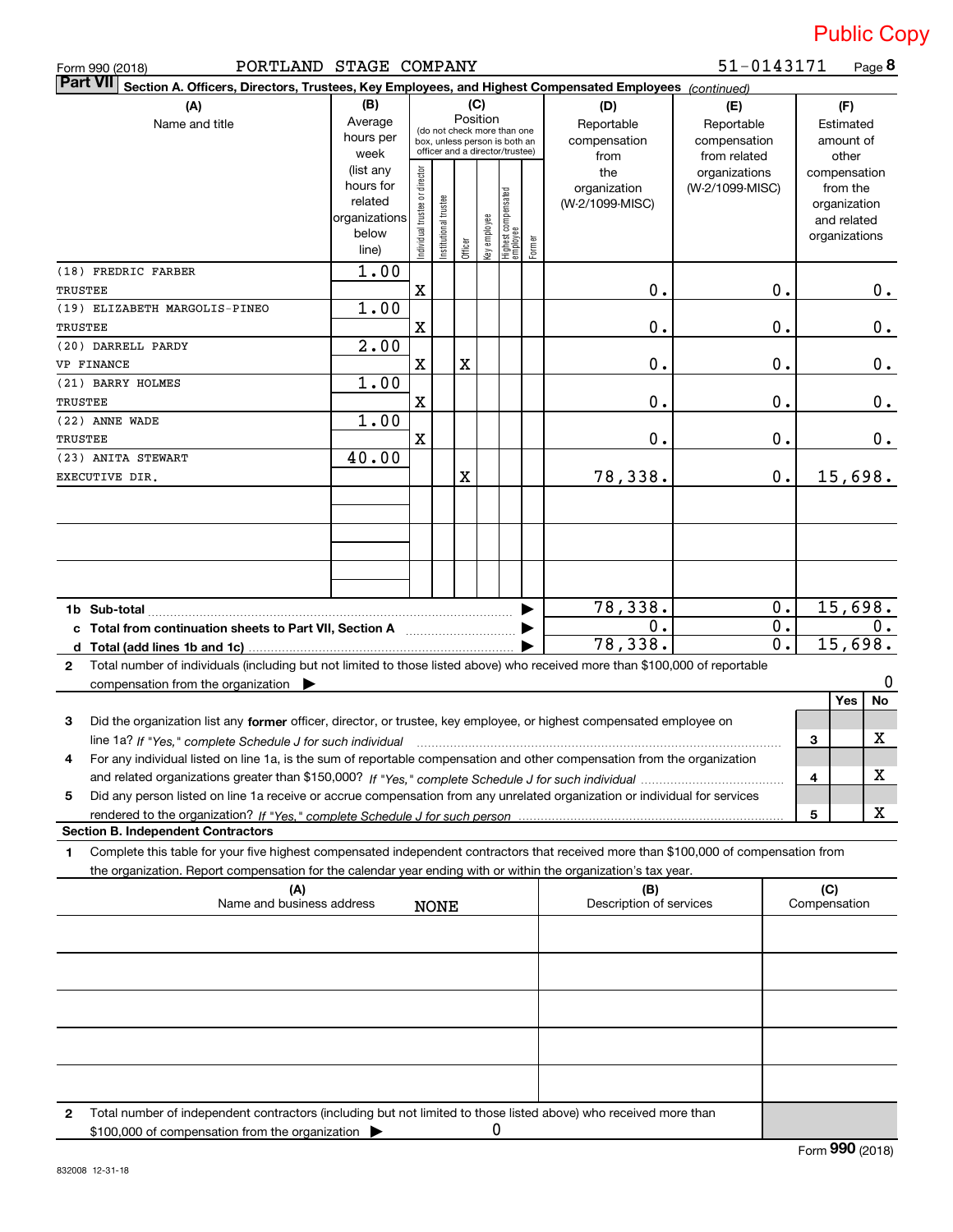Public Copy

Form 990 (2018) PORTLAND STAGE COMPANY 51-0143171 Page **8**

**Part VII Section A. Officers, Directors, Trustees, Key Employees, and Highest Compensated Employees** *(continued)*

| (A) Name and title | (B) Average hours per week (list any hours for related organizations below line) | (C) Position: Individual trustee or director | Institutional trustee | Officer | Key employee | Highest compensated employee | Former | (D) Reportable compensation from the organization (W-2/1099-MISC) | (E) Reportable compensation from related organizations (W-2/1099-MISC) | (F) Estimated amount of other compensation from the organization and related organizations |
|---|---|---|---|---|---|---|---|---|---|---|
| (18) FREDRIC FARBER TRUSTEE | 1.00 | X | | | | | | 0. | 0. | 0. |
| (19) ELIZABETH MARGOLIS-PINEO TRUSTEE | 1.00 | X | | | | | | 0. | 0. | 0. |
| (20) DARRELL PARDY VP FINANCE | 2.00 | X | | X | | | | 0. | 0. | 0. |
| (21) BARRY HOLMES TRUSTEE | 1.00 | X | | | | | | 0. | 0. | 0. |
| (22) ANNE WADE TRUSTEE | 1.00 | X | | | | | | 0. | 0. | 0. |
| (23) ANITA STEWART EXECUTIVE DIR. | 40.00 | | | X | | | | 78,338. | 0. | 15,698. |
| | | | | | | | | | | |
| | | | | | | | | | | |
| | | | | | | | | | | |

| | (D) | (E) | (F) |
|---|---|---|---|
| **1b Sub-total** | 78,338. | 0. | 15,698. |
| **c Total from continuation sheets to Part VII, Section A** | 0. | 0. | 0. |
| **d Total (add lines 1b and 1c)** | 78,338. | 0. | 15,698. |

**2** Total number of individuals (including but not limited to those listed above) who received more than $100,000 of reportable compensation from the organization ▶ 0

| | | Yes | No |
|---|---|---|---|
| **3** Did the organization list any **former** officer, director, or trustee, key employee, or highest compensated employee on line 1a? *If "Yes," complete Schedule J for such individual* | 3 | | X |
| **4** For any individual listed on line 1a, is the sum of reportable compensation and other compensation from the organization and related organizations greater than $150,000? *If "Yes," complete Schedule J for such individual* | 4 | | X |
| **5** Did any person listed on line 1a receive or accrue compensation from any unrelated organization or individual for services rendered to the organization? *If "Yes," complete Schedule J for such person* | 5 | | X |

**Section B. Independent Contractors**

**1** Complete this table for your five highest compensated independent contractors that received more than $100,000 of compensation from the organization. Report compensation for the calendar year ending with or within the organization's tax year.

| (A) Name and business address | (B) Description of services | (C) Compensation |
|---|---|---|
| NONE | | |
| | | |
| | | |
| | | |
| | | |

**2** Total number of independent contractors (including but not limited to those listed above) who received more than $100,000 of compensation from the organization ▶ 0

Form **990** (2018)

832008 12-31-18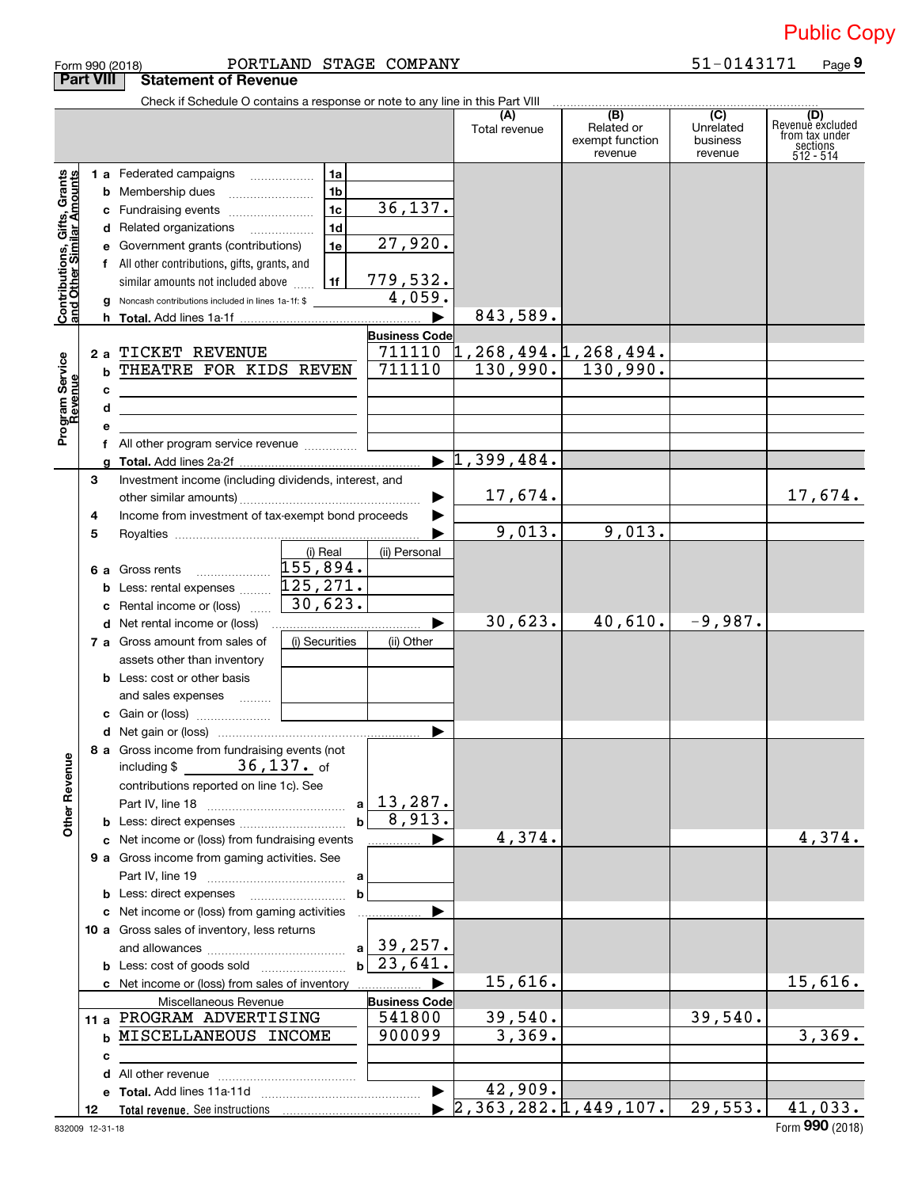Public Copy

Form 990 (2018) PORTLAND STAGE COMPANY 51-0143171

## Part VIII Statement of Revenue

Check if Schedule O contains a response or note to any line in this Part VIII

| | | | | (A) Total revenue | (B) Related or exempt function revenue | (C) Unrelated business revenue | (D) Revenue excluded from tax under sections 512 - 514 |
|---|---|---|---|---|---|---|---|
| **Contributions, Gifts, Grants and Other Similar Amounts** | 1 a Federated campaigns | 1a | | | | | |
| | b Membership dues | 1b | | | | | |
| | c Fundraising events | 1c | 36,137. | | | | |
| | d Related organizations | 1d | | | | | |
| | e Government grants (contributions) | 1e | 27,920. | | | | |
| | f All other contributions, gifts, grants, and similar amounts not included above | 1f | 779,532. | | | | |
| | g Noncash contributions included in lines 1a-1f: $ | | 4,059. | | | | |
| | h **Total.** Add lines 1a-1f | | | 843,589. | | | |
| **Program Service Revenue** | | | Business Code | | | | |
| | 2 a TICKET REVENUE | | 711110 | 1,268,494. | 1,268,494. | | |
| | b THEATRE FOR KIDS REVEN | | 711110 | 130,990. | 130,990. | | |
| | c | | | | | | |
| | d | | | | | | |
| | e | | | | | | |
| | f All other program service revenue | | | | | | |
| | g **Total.** Add lines 2a-2f | | | 1,399,484. | | | |
| **Other Revenue** | 3 Investment income (including dividends, interest, and other similar amounts) | | | 17,674. | | | 17,674. |
| | 4 Income from investment of tax-exempt bond proceeds | | | | | | |
| | 5 Royalties | | | 9,013. | 9,013. | | |
| | | (i) Real | (ii) Personal | | | | |
| | 6 a Gross rents | 155,894. | | | | | |
| | b Less: rental expenses | 125,271. | | | | | |
| | c Rental income or (loss) | 30,623. | | | | | |
| | d Net rental income or (loss) | | | 30,623. | 40,610. | -9,987. | |
| | 7 a Gross amount from sales of assets other than inventory | (i) Securities | (ii) Other | | | | |
| | b Less: cost or other basis and sales expenses | | | | | | |
| | c Gain or (loss) | | | | | | |
| | d Net gain or (loss) | | | | | | |
| | 8 a Gross income from fundraising events (not including $ 36,137. of contributions reported on line 1c). See Part IV, line 18 | a | 13,287. | | | | |
| | b Less: direct expenses | b | 8,913. | | | | |
| | c Net income or (loss) from fundraising events | | | 4,374. | | | 4,374. |
| | 9 a Gross income from gaming activities. See Part IV, line 19 | a | | | | | |
| | b Less: direct expenses | b | | | | | |
| | c Net income or (loss) from gaming activities | | | | | | |
| | 10 a Gross sales of inventory, less returns and allowances | a | 39,257. | | | | |
| | b Less: cost of goods sold | b | 23,641. | | | | |
| | c Net income or (loss) from sales of inventory | | | 15,616. | | | 15,616. |
| | Miscellaneous Revenue | | Business Code | | | | |
| | 11 a PROGRAM ADVERTISING | | 541800 | 39,540. | | 39,540. | |
| | b MISCELLANEOUS INCOME | | 900099 | 3,369. | | | 3,369. |
| | c | | | | | | |
| | d All other revenue | | | | | | |
| | e **Total.** Add lines 11a-11d | | | 42,909. | | | |
| | 12 **Total revenue.** See instructions | | | 2,363,282. | 1,449,107. | 29,553. | 41,033. |

832009 12-31-18

Form **990** (2018)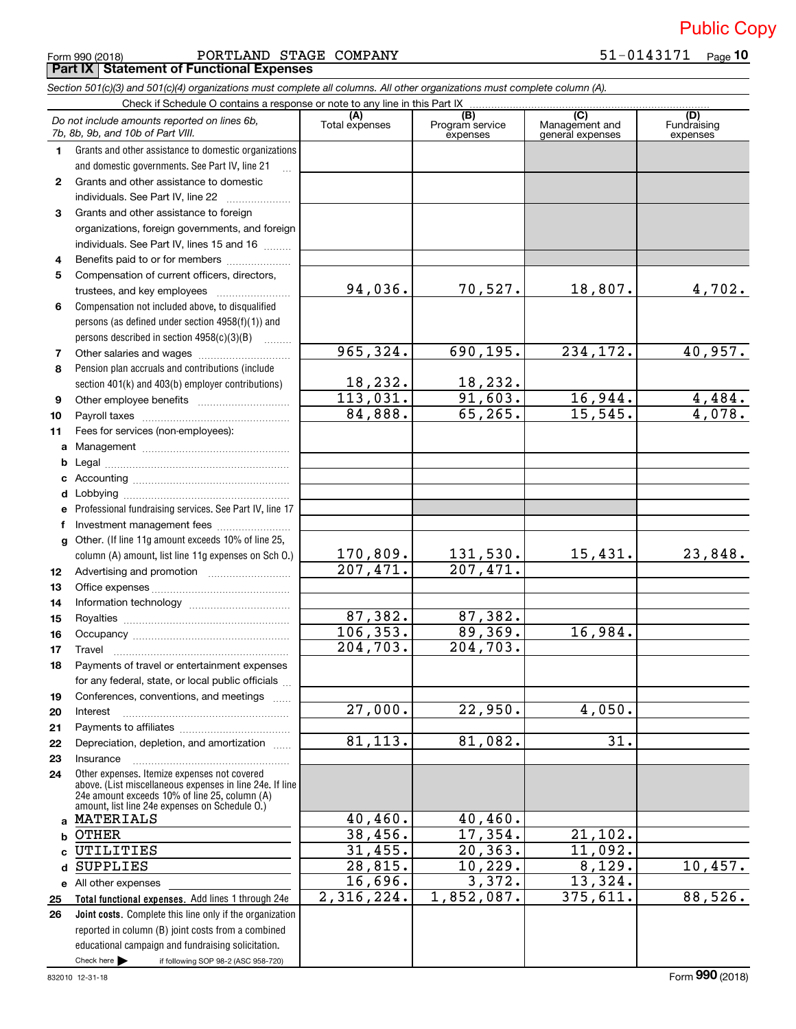Public Copy

Form 990 (2018) PORTLAND STAGE COMPANY 51-0143171

## Part IX Statement of Functional Expenses

*Section 501(c)(3) and 501(c)(4) organizations must complete all columns. All other organizations must complete column (A).*

Check if Schedule O contains a response or note to any line in this Part IX

| *Do not include amounts reported on lines 6b, 7b, 8b, 9b, and 10b of Part VIII.* | (A) Total expenses | (B) Program service expenses | (C) Management and general expenses | (D) Fundraising expenses |
|---|---|---|---|---|
| **1** Grants and other assistance to domestic organizations and domestic governments. See Part IV, line 21 | | | | |
| **2** Grants and other assistance to domestic individuals. See Part IV, line 22 | | | | |
| **3** Grants and other assistance to foreign organizations, foreign governments, and foreign individuals. See Part IV, lines 15 and 16 | | | | |
| **4** Benefits paid to or for members | | | | |
| **5** Compensation of current officers, directors, trustees, and key employees | 94,036. | 70,527. | 18,807. | 4,702. |
| **6** Compensation not included above, to disqualified persons (as defined under section 4958(f)(1)) and persons described in section 4958(c)(3)(B) | | | | |
| **7** Other salaries and wages | 965,324. | 690,195. | 234,172. | 40,957. |
| **8** Pension plan accruals and contributions (include section 401(k) and 403(b) employer contributions) | 18,232. | 18,232. | | |
| **9** Other employee benefits | 113,031. | 91,603. | 16,944. | 4,484. |
| **10** Payroll taxes | 84,888. | 65,265. | 15,545. | 4,078. |
| **11** Fees for services (non-employees): | | | | |
| **a** Management | | | | |
| **b** Legal | | | | |
| **c** Accounting | | | | |
| **d** Lobbying | | | | |
| **e** Professional fundraising services. See Part IV, line 17 | | | | |
| **f** Investment management fees | | | | |
| **g** Other. (If line 11g amount exceeds 10% of line 25, column (A) amount, list line 11g expenses on Sch O.) | 170,809. | 131,530. | 15,431. | 23,848. |
| **12** Advertising and promotion | 207,471. | 207,471. | | |
| **13** Office expenses | | | | |
| **14** Information technology | | | | |
| **15** Royalties | 87,382. | 87,382. | | |
| **16** Occupancy | 106,353. | 89,369. | 16,984. | |
| **17** Travel | 204,703. | 204,703. | | |
| **18** Payments of travel or entertainment expenses for any federal, state, or local public officials | | | | |
| **19** Conferences, conventions, and meetings | | | | |
| **20** Interest | 27,000. | 22,950. | 4,050. | |
| **21** Payments to affiliates | | | | |
| **22** Depreciation, depletion, and amortization | 81,113. | 81,082. | 31. | |
| **23** Insurance | | | | |
| **24** Other expenses. Itemize expenses not covered above. (List miscellaneous expenses in line 24e. If line 24e amount exceeds 10% of line 25, column (A) amount, list line 24e expenses on Schedule O.) | | | | |
| **a** MATERIALS | 40,460. | 40,460. | | |
| **b** OTHER | 38,456. | 17,354. | 21,102. | |
| **c** UTILITIES | 31,455. | 20,363. | 11,092. | |
| **d** SUPPLIES | 28,815. | 10,229. | 8,129. | 10,457. |
| **e** All other expenses | 16,696. | 3,372. | 13,324. | |
| **25** **Total functional expenses.** Add lines 1 through 24e | 2,316,224. | 1,852,087. | 375,611. | 88,526. |
| **26** **Joint costs.** Complete this line only if the organization reported in column (B) joint costs from a combined educational campaign and fundraising solicitation. Check here ▶ if following SOP 98-2 (ASC 958-720) | | | | |

832010 12-31-18

Form **990** (2018)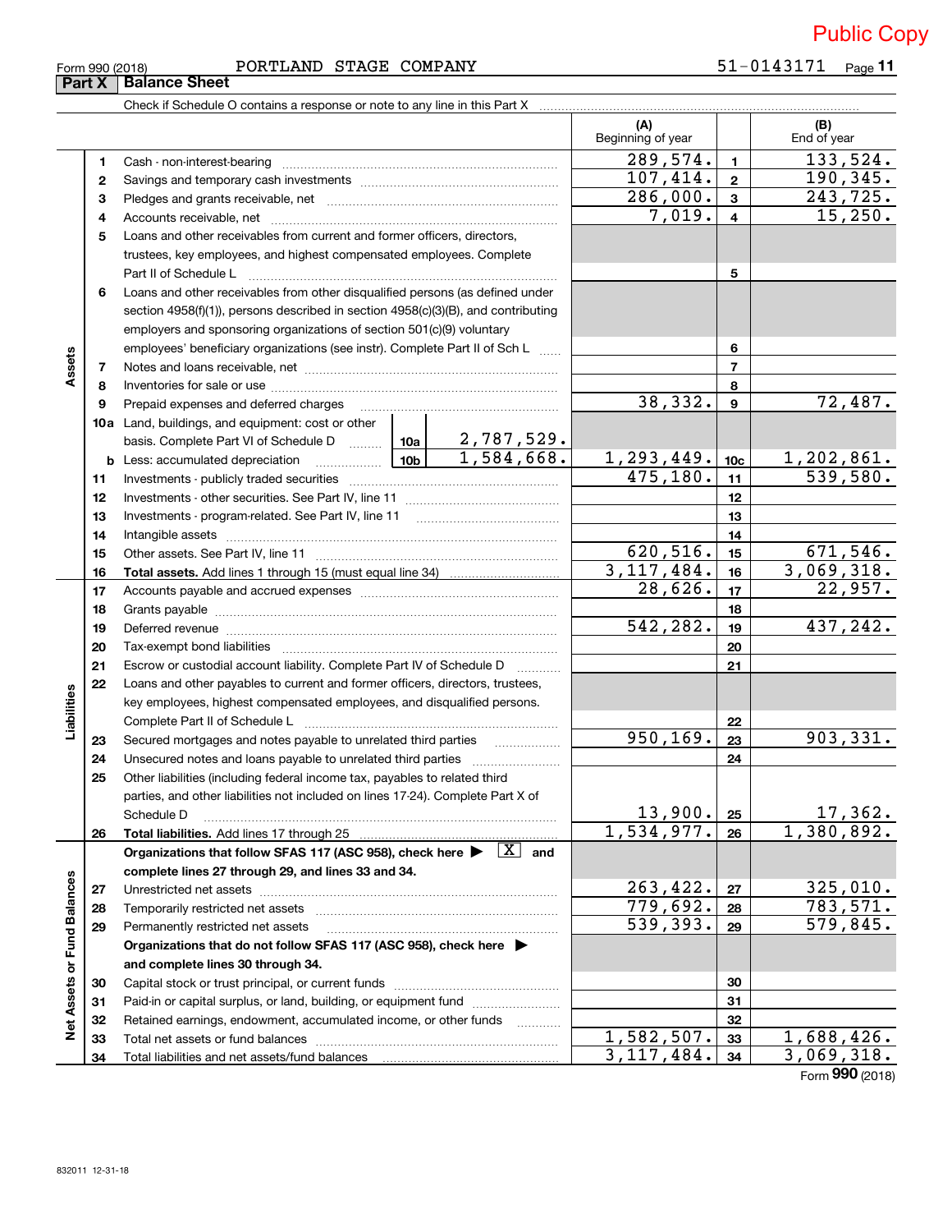Public Copy

Form 990 (2018) PORTLAND STAGE COMPANY 51-0143171

## Part X Balance Sheet

Check if Schedule O contains a response or note to any line in this Part X

| | | | | (A) Beginning of year | | (B) End of year |
|---|---|---|---|---|---|---|
| Assets | 1 | Cash - non-interest-bearing | | 289,574. | 1 | 133,524. |
| | 2 | Savings and temporary cash investments | | 107,414. | 2 | 190,345. |
| | 3 | Pledges and grants receivable, net | | 286,000. | 3 | 243,725. |
| | 4 | Accounts receivable, net | | 7,019. | 4 | 15,250. |
| | 5 | Loans and other receivables from current and former officers, directors, trustees, key employees, and highest compensated employees. Complete Part II of Schedule L | | | 5 | |
| | 6 | Loans and other receivables from other disqualified persons (as defined under section 4958(f)(1)), persons described in section 4958(c)(3)(B), and contributing employers and sponsoring organizations of section 501(c)(9) voluntary employees' beneficiary organizations (see instr). Complete Part II of Sch L | | | 6 | |
| | 7 | Notes and loans receivable, net | | | 7 | |
| | 8 | Inventories for sale or use | | | 8 | |
| | 9 | Prepaid expenses and deferred charges | | 38,332. | 9 | 72,487. |
| | 10a | Land, buildings, and equipment: cost or other basis. Complete Part VI of Schedule D | 10a 2,787,529. | | | |
| | b | Less: accumulated depreciation | 10b 1,584,668. | 1,293,449. | 10c | 1,202,861. |
| | 11 | Investments - publicly traded securities | | 475,180. | 11 | 539,580. |
| | 12 | Investments - other securities. See Part IV, line 11 | | | 12 | |
| | 13 | Investments - program-related. See Part IV, line 11 | | | 13 | |
| | 14 | Intangible assets | | | 14 | |
| | 15 | Other assets. See Part IV, line 11 | | 620,516. | 15 | 671,546. |
| | 16 | **Total assets.** Add lines 1 through 15 (must equal line 34) | | 3,117,484. | 16 | 3,069,318. |
| Liabilities | 17 | Accounts payable and accrued expenses | | 28,626. | 17 | 22,957. |
| | 18 | Grants payable | | | 18 | |
| | 19 | Deferred revenue | | 542,282. | 19 | 437,242. |
| | 20 | Tax-exempt bond liabilities | | | 20 | |
| | 21 | Escrow or custodial account liability. Complete Part IV of Schedule D | | | 21 | |
| | 22 | Loans and other payables to current and former officers, directors, trustees, key employees, highest compensated employees, and disqualified persons. Complete Part II of Schedule L | | | 22 | |
| | 23 | Secured mortgages and notes payable to unrelated third parties | | 950,169. | 23 | 903,331. |
| | 24 | Unsecured notes and loans payable to unrelated third parties | | | 24 | |
| | 25 | Other liabilities (including federal income tax, payables to related third parties, and other liabilities not included on lines 17-24). Complete Part X of Schedule D | | 13,900. | 25 | 17,362. |
| | 26 | **Total liabilities.** Add lines 17 through 25 | | 1,534,977. | 26 | 1,380,892. |
| Net Assets or Fund Balances | | **Organizations that follow SFAS 117 (ASC 958), check here ▶ [X] and complete lines 27 through 29, and lines 33 and 34.** | | | | |
| | 27 | Unrestricted net assets | | 263,422. | 27 | 325,010. |
| | 28 | Temporarily restricted net assets | | 779,692. | 28 | 783,571. |
| | 29 | Permanently restricted net assets | | 539,393. | 29 | 579,845. |
| | | **Organizations that do not follow SFAS 117 (ASC 958), check here ▶ and complete lines 30 through 34.** | | | | |
| | 30 | Capital stock or trust principal, or current funds | | | 30 | |
| | 31 | Paid-in or capital surplus, or land, building, or equipment fund | | | 31 | |
| | 32 | Retained earnings, endowment, accumulated income, or other funds | | | 32 | |
| | 33 | Total net assets or fund balances | | 1,582,507. | 33 | 1,688,426. |
| | 34 | Total liabilities and net assets/fund balances | | 3,117,484. | 34 | 3,069,318. |

Form **990** (2018)

832011 12-31-18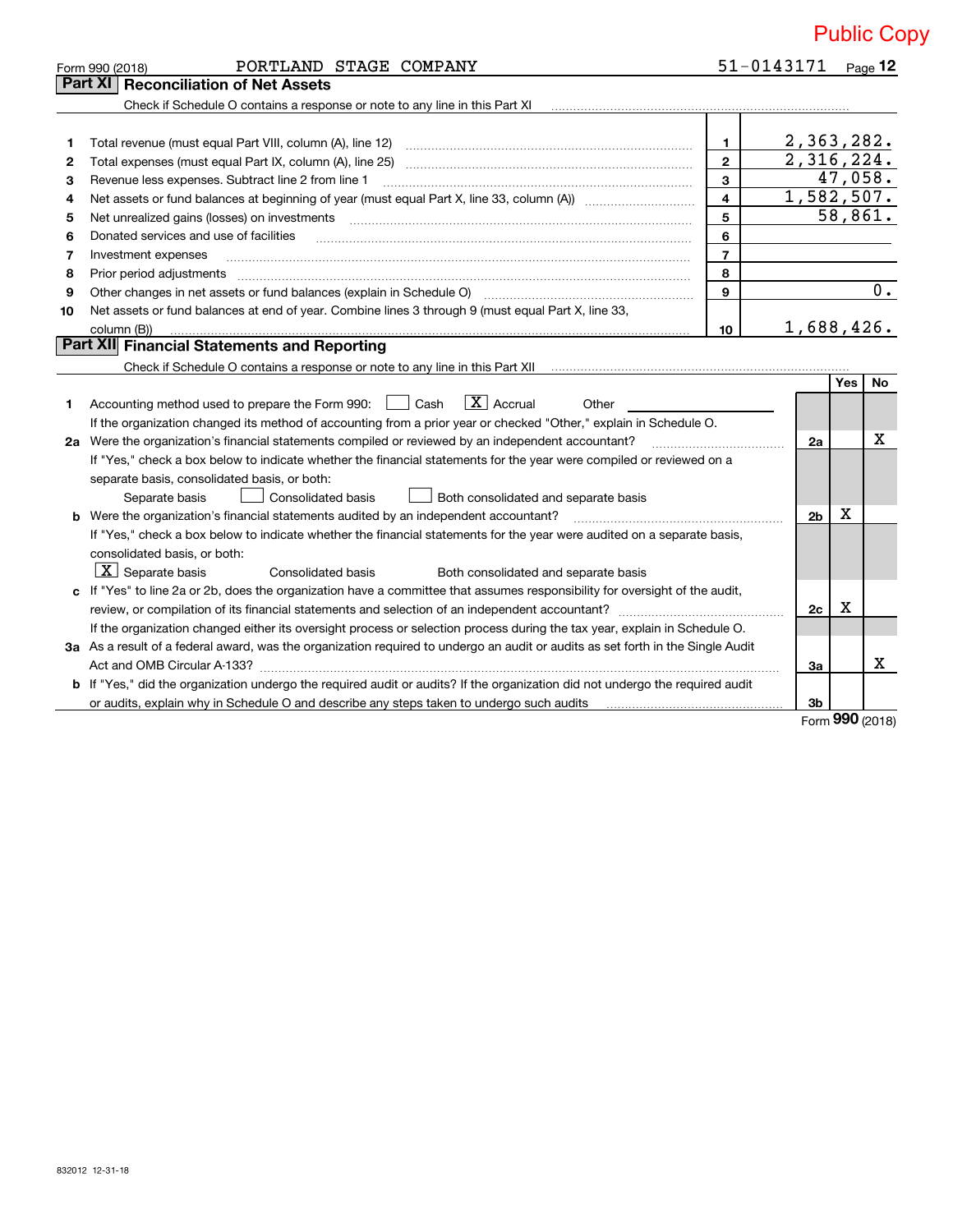Public Copy

Form 990 (2018) PORTLAND STAGE COMPANY 51-0143171

## Part XI Reconciliation of Net Assets

Check if Schedule O contains a response or note to any line in this Part XI

| | | | |
|---|---|---|---|
| 1 | Total revenue (must equal Part VIII, column (A), line 12) | 1 | 2,363,282. |
| 2 | Total expenses (must equal Part IX, column (A), line 25) | 2 | 2,316,224. |
| 3 | Revenue less expenses. Subtract line 2 from line 1 | 3 | 47,058. |
| 4 | Net assets or fund balances at beginning of year (must equal Part X, line 33, column (A)) | 4 | 1,582,507. |
| 5 | Net unrealized gains (losses) on investments | 5 | 58,861. |
| 6 | Donated services and use of facilities | 6 | |
| 7 | Investment expenses | 7 | |
| 8 | Prior period adjustments | 8 | |
| 9 | Other changes in net assets or fund balances (explain in Schedule O) | 9 | 0. |
| 10 | Net assets or fund balances at end of year. Combine lines 3 through 9 (must equal Part X, line 33, column (B)) | 10 | 1,688,426. |

## Part XII Financial Statements and Reporting

Check if Schedule O contains a response or note to any line in this Part XII

| | | | Yes | No |
|---|---|---|---|---|
| 1 | Accounting method used to prepare the Form 990: ☐ Cash ☒ Accrual ☐ Other<br>If the organization changed its method of accounting from a prior year or checked "Other," explain in Schedule O. | | | |
| 2a | Were the organization's financial statements compiled or reviewed by an independent accountant? | 2a | | X |
| | If "Yes," check a box below to indicate whether the financial statements for the year were compiled or reviewed on a separate basis, consolidated basis, or both:<br>☐ Separate basis ☐ Consolidated basis ☐ Both consolidated and separate basis | | | |
| b | Were the organization's financial statements audited by an independent accountant? | 2b | X | |
| | If "Yes," check a box below to indicate whether the financial statements for the year were audited on a separate basis, consolidated basis, or both:<br>☒ Separate basis ☐ Consolidated basis ☐ Both consolidated and separate basis | | | |
| c | If "Yes" to line 2a or 2b, does the organization have a committee that assumes responsibility for oversight of the audit, review, or compilation of its financial statements and selection of an independent accountant? | 2c | X | |
| | If the organization changed either its oversight process or selection process during the tax year, explain in Schedule O. | | | |
| 3a | As a result of a federal award, was the organization required to undergo an audit or audits as set forth in the Single Audit Act and OMB Circular A-133? | 3a | | X |
| b | If "Yes," did the organization undergo the required audit or audits? If the organization did not undergo the required audit or audits, explain why in Schedule O and describe any steps taken to undergo such audits | 3b | | |

Form 990 (2018)

832012 12-31-18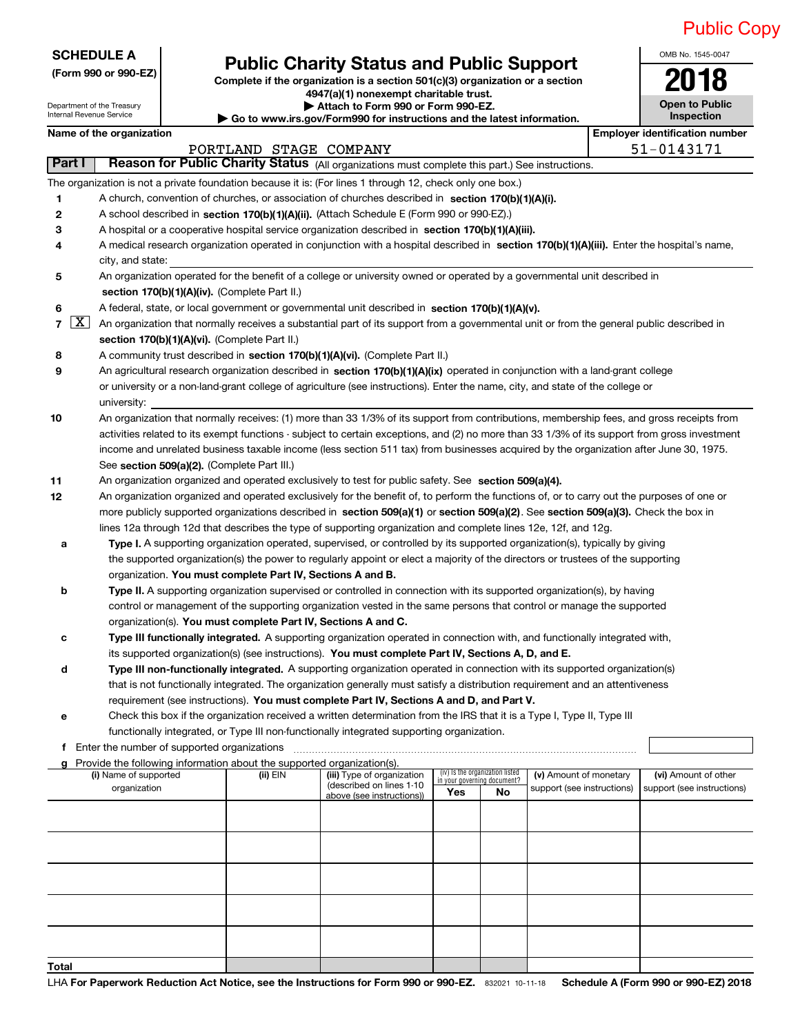Public Copy

**SCHEDULE A**
**(Form 990 or 990-EZ)**

Department of the Treasury
Internal Revenue Service

# Public Charity Status and Public Support

**Complete if the organization is a section 501(c)(3) organization or a section 4947(a)(1) nonexempt charitable trust.**
**▶ Attach to Form 990 or Form 990-EZ.**
**▶ Go to www.irs.gov/Form990 for instructions and the latest information.**

OMB No. 1545-0047

**2018**

**Open to Public Inspection**

**Name of the organization**
PORTLAND STAGE COMPANY

**Employer identification number**
51-0143171

**Part I** **Reason for Public Charity Status** (All organizations must complete this part.) See instructions.

The organization is not a private foundation because it is: (For lines 1 through 12, check only one box.)

1 [ ] A church, convention of churches, or association of churches described in **section 170(b)(1)(A)(i).**

2 [ ] A school described in **section 170(b)(1)(A)(ii).** (Attach Schedule E (Form 990 or 990-EZ).)

3 [ ] A hospital or a cooperative hospital service organization described in **section 170(b)(1)(A)(iii).**

4 [ ] A medical research organization operated in conjunction with a hospital described in **section 170(b)(1)(A)(iii).** Enter the hospital's name, city, and state: ______

5 [ ] An organization operated for the benefit of a college or university owned or operated by a governmental unit described in **section 170(b)(1)(A)(iv).** (Complete Part II.)

6 [ ] A federal, state, or local government or governmental unit described in **section 170(b)(1)(A)(v).**

7 [X] An organization that normally receives a substantial part of its support from a governmental unit or from the general public described in **section 170(b)(1)(A)(vi).** (Complete Part II.)

8 [ ] A community trust described in **section 170(b)(1)(A)(vi).** (Complete Part II.)

9 [ ] An agricultural research organization described in **section 170(b)(1)(A)(ix)** operated in conjunction with a land-grant college or university or a non-land-grant college of agriculture (see instructions). Enter the name, city, and state of the college or university: ______

10 [ ] An organization that normally receives: (1) more than 33 1/3% of its support from contributions, membership fees, and gross receipts from activities related to its exempt functions - subject to certain exceptions, and (2) no more than 33 1/3% of its support from gross investment income and unrelated business taxable income (less section 511 tax) from businesses acquired by the organization after June 30, 1975. See **section 509(a)(2).** (Complete Part III.)

11 [ ] An organization organized and operated exclusively to test for public safety. See **section 509(a)(4).**

12 [ ] An organization organized and operated exclusively for the benefit of, to perform the functions of, or to carry out the purposes of one or more publicly supported organizations described in **section 509(a)(1)** or **section 509(a)(2)**. See **section 509(a)(3).** Check the box in lines 12a through 12d that describes the type of supporting organization and complete lines 12e, 12f, and 12g.

a [ ] **Type I.** A supporting organization operated, supervised, or controlled by its supported organization(s), typically by giving the supported organization(s) the power to regularly appoint or elect a majority of the directors or trustees of the supporting organization. **You must complete Part IV, Sections A and B.**

b [ ] **Type II.** A supporting organization supervised or controlled in connection with its supported organization(s), by having control or management of the supporting organization vested in the same persons that control or manage the supported organization(s). **You must complete Part IV, Sections A and C.**

c [ ] **Type III functionally integrated.** A supporting organization operated in connection with, and functionally integrated with, its supported organization(s) (see instructions). **You must complete Part IV, Sections A, D, and E.**

d [ ] **Type III non-functionally integrated.** A supporting organization operated in connection with its supported organization(s) that is not functionally integrated. The organization generally must satisfy a distribution requirement and an attentiveness requirement (see instructions). **You must complete Part IV, Sections A and D, and Part V.**

e [ ] Check this box if the organization received a written determination from the IRS that it is a Type I, Type II, Type III functionally integrated, or Type III non-functionally integrated supporting organization.

f Enter the number of supported organizations ______

g Provide the following information about the supported organization(s).

| (i) Name of supported organization | (ii) EIN | (iii) Type of organization (described on lines 1-10 above (see instructions)) | (iv) Is the organization listed in your governing document? Yes | No | (v) Amount of monetary support (see instructions) | (vi) Amount of other support (see instructions) |
|---|---|---|---|---|---|---|
| | | | | | | |
| | | | | | | |
| | | | | | | |
| | | | | | | |
| | | | | | | |
| **Total** | | | | | | |

LHA **For Paperwork Reduction Act Notice, see the Instructions for Form 990 or 990-EZ.** 832021 10-11-18 **Schedule A (Form 990 or 990-EZ) 2018**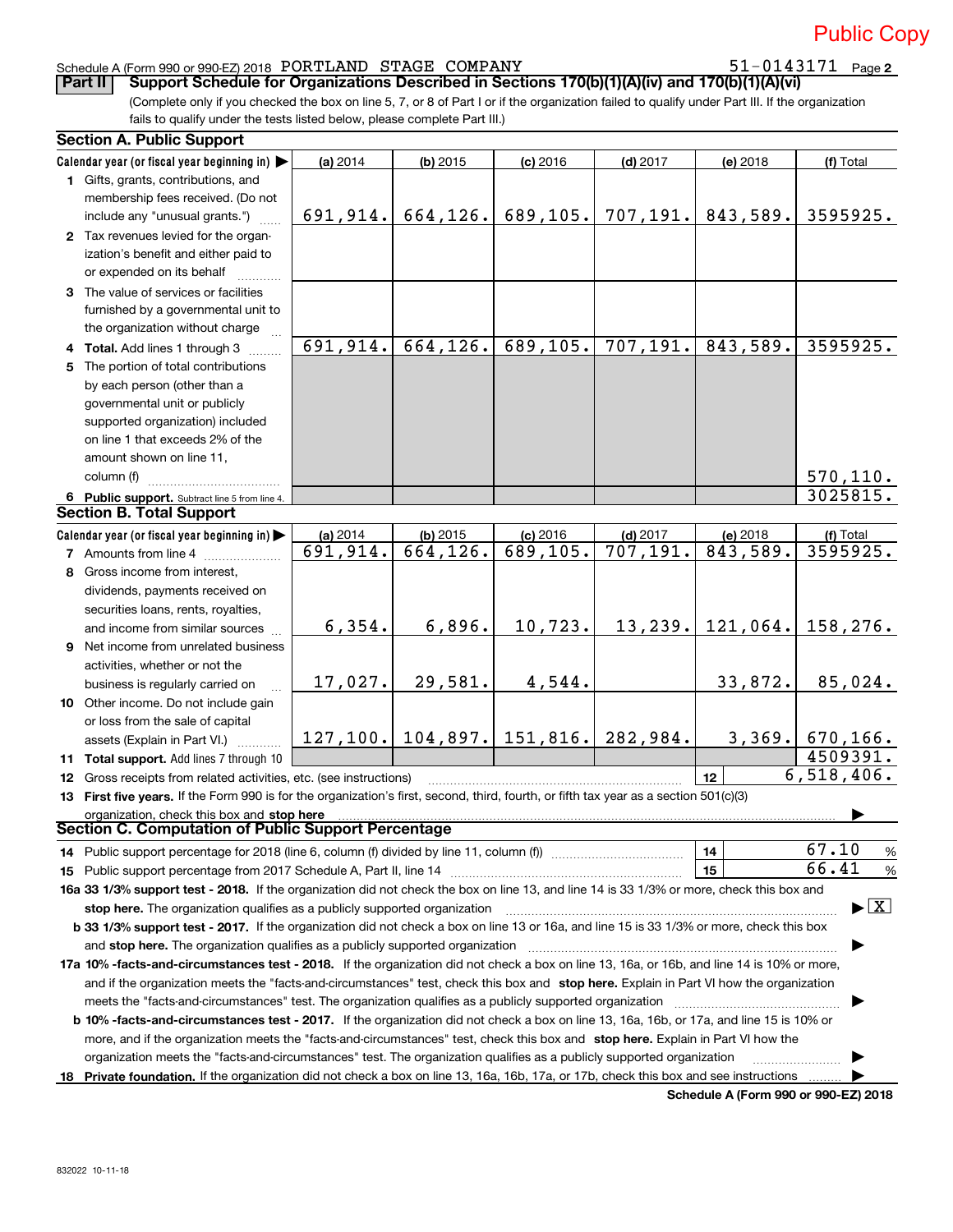Public Copy

Schedule A (Form 990 or 990-EZ) 2018 PORTLAND STAGE COMPANY 51-0143171 Page **2**

**Part II** **Support Schedule for Organizations Described in Sections 170(b)(1)(A)(iv) and 170(b)(1)(A)(vi)**

(Complete only if you checked the box on line 5, 7, or 8 of Part I or if the organization failed to qualify under Part III. If the organization fails to qualify under the tests listed below, please complete Part III.)

### Section A. Public Support

| Calendar year (or fiscal year beginning in) ▶ | (a) 2014 | (b) 2015 | (c) 2016 | (d) 2017 | (e) 2018 | (f) Total |
|---|---|---|---|---|---|---|
| **1** Gifts, grants, contributions, and membership fees received. (Do not include any "unusual grants.") | 691,914. | 664,126. | 689,105. | 707,191. | 843,589. | 3595925. |
| **2** Tax revenues levied for the organization's benefit and either paid to or expended on its behalf | | | | | | |
| **3** The value of services or facilities furnished by a governmental unit to the organization without charge | | | | | | |
| **4 Total.** Add lines 1 through 3 | 691,914. | 664,126. | 689,105. | 707,191. | 843,589. | 3595925. |
| **5** The portion of total contributions by each person (other than a governmental unit or publicly supported organization) included on line 1 that exceeds 2% of the amount shown on line 11, column (f) | | | | | | 570,110. |
| **6 Public support.** Subtract line 5 from line 4. | | | | | | 3025815. |

### Section B. Total Support

| Calendar year (or fiscal year beginning in) ▶ | (a) 2014 | (b) 2015 | (c) 2016 | (d) 2017 | (e) 2018 | (f) Total |
|---|---|---|---|---|---|---|
| **7** Amounts from line 4 | 691,914. | 664,126. | 689,105. | 707,191. | 843,589. | 3595925. |
| **8** Gross income from interest, dividends, payments received on securities loans, rents, royalties, and income from similar sources | 6,354. | 6,896. | 10,723. | 13,239. | 121,064. | 158,276. |
| **9** Net income from unrelated business activities, whether or not the business is regularly carried on | 17,027. | 29,581. | 4,544. | | 33,872. | 85,024. |
| **10** Other income. Do not include gain or loss from the sale of capital assets (Explain in Part VI.) | 127,100. | 104,897. | 151,816. | 282,984. | 3,369. | 670,166. |
| **11 Total support.** Add lines 7 through 10 | | | | | | 4509391. |
| **12** Gross receipts from related activities, etc. (see instructions) | | | | | **12** | 6,518,406. |

**13 First five years.** If the Form 990 is for the organization's first, second, third, fourth, or fifth tax year as a section 501(c)(3) organization, check this box and **stop here** ▶

### Section C. Computation of Public Support Percentage

**14** Public support percentage for 2018 (line 6, column (f) divided by line 11, column (f)) **14** 67.10 %

**15** Public support percentage from 2017 Schedule A, Part II, line 14 **15** 66.41 %

**16a 33 1/3% support test - 2018.** If the organization did not check the box on line 13, and line 14 is 33 1/3% or more, check this box and **stop here.** The organization qualifies as a publicly supported organization ▶ [X]

**b 33 1/3% support test - 2017.** If the organization did not check a box on line 13 or 16a, and line 15 is 33 1/3% or more, check this box and **stop here.** The organization qualifies as a publicly supported organization ▶

**17a 10% -facts-and-circumstances test - 2018.** If the organization did not check a box on line 13, 16a, or 16b, and line 14 is 10% or more, and if the organization meets the "facts-and-circumstances" test, check this box and **stop here.** Explain in Part VI how the organization meets the "facts-and-circumstances" test. The organization qualifies as a publicly supported organization ▶

**b 10% -facts-and-circumstances test - 2017.** If the organization did not check a box on line 13, 16a, 16b, or 17a, and line 15 is 10% or more, and if the organization meets the "facts-and-circumstances" test, check this box and **stop here.** Explain in Part VI how the organization meets the "facts-and-circumstances" test. The organization qualifies as a publicly supported organization ▶

**18 Private foundation.** If the organization did not check a box on line 13, 16a, 16b, 17a, or 17b, check this box and see instructions ▶

**Schedule A (Form 990 or 990-EZ) 2018**

832022 10-11-18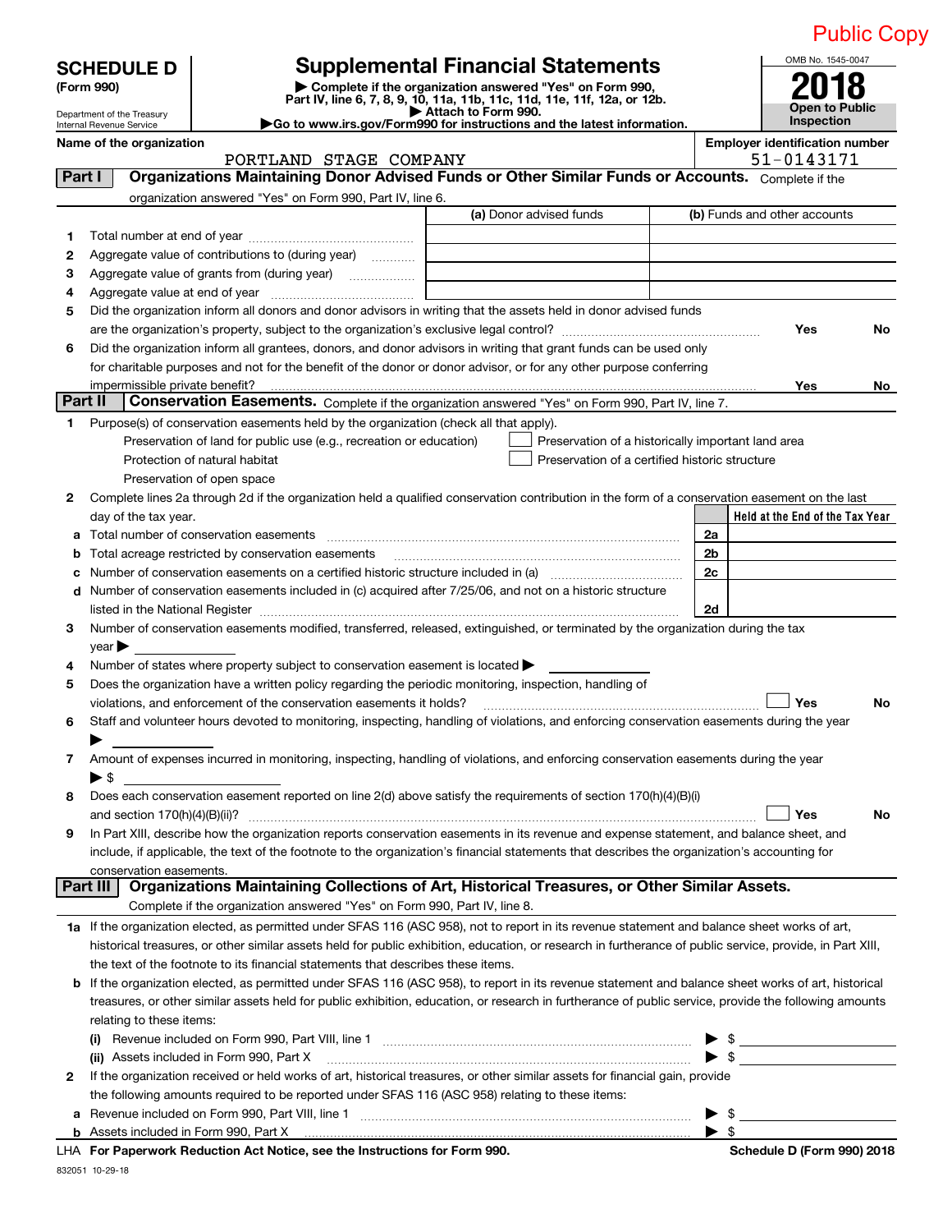Public Copy

**SCHEDULE D (Form 990)**

Department of the Treasury
Internal Revenue Service

# Supplemental Financial Statements

▶ Complete if the organization answered "Yes" on Form 990, Part IV, line 6, 7, 8, 9, 10, 11a, 11b, 11c, 11d, 11e, 11f, 12a, or 12b.
▶ Attach to Form 990.
▶Go to www.irs.gov/Form990 for instructions and the latest information.

OMB No. 1545-0047

**2018**

**Open to Public Inspection**

**Name of the organization**
PORTLAND STAGE COMPANY

**Employer identification number**
51-0143171

## Part I Organizations Maintaining Donor Advised Funds or Other Similar Funds or Accounts. Complete if the organization answered "Yes" on Form 990, Part IV, line 6.

| | | (a) Donor advised funds | (b) Funds and other accounts |
|---|---|---|---|
| 1 | Total number at end of year | | |
| 2 | Aggregate value of contributions to (during year) | | |
| 3 | Aggregate value of grants from (during year) | | |
| 4 | Aggregate value at end of year | | |

5 Did the organization inform all donors and donor advisors in writing that the assets held in donor advised funds are the organization's property, subject to the organization's exclusive legal control? Yes No

6 Did the organization inform all grantees, donors, and donor advisors in writing that grant funds can be used only for charitable purposes and not for the benefit of the donor or donor advisor, or for any other purpose conferring impermissible private benefit? Yes No

## Part II Conservation Easements. Complete if the organization answered "Yes" on Form 990, Part IV, line 7.

1 Purpose(s) of conservation easements held by the organization (check all that apply).

- Preservation of land for public use (e.g., recreation or education)
- Protection of natural habitat
- Preservation of open space
- Preservation of a historically important land area
- Preservation of a certified historic structure

2 Complete lines 2a through 2d if the organization held a qualified conservation contribution in the form of a conservation easement on the last day of the tax year.

| | | | Held at the End of the Tax Year |
|---|---|---|---|
| a | Total number of conservation easements | 2a | |
| b | Total acreage restricted by conservation easements | 2b | |
| c | Number of conservation easements on a certified historic structure included in (a) | 2c | |
| d | Number of conservation easements included in (c) acquired after 7/25/06, and not on a historic structure listed in the National Register | 2d | |

3 Number of conservation easements modified, transferred, released, extinguished, or terminated by the organization during the tax year ▶

4 Number of states where property subject to conservation easement is located ▶

5 Does the organization have a written policy regarding the periodic monitoring, inspection, handling of violations, and enforcement of the conservation easements it holds? Yes No

6 Staff and volunteer hours devoted to monitoring, inspecting, handling of violations, and enforcing conservation easements during the year ▶

7 Amount of expenses incurred in monitoring, inspecting, handling of violations, and enforcing conservation easements during the year ▶ $

8 Does each conservation easement reported on line 2(d) above satisfy the requirements of section 170(h)(4)(B)(i) and section 170(h)(4)(B)(ii)? Yes No

9 In Part XIII, describe how the organization reports conservation easements in its revenue and expense statement, and balance sheet, and include, if applicable, the text of the footnote to the organization's financial statements that describes the organization's accounting for conservation easements.

## Part III Organizations Maintaining Collections of Art, Historical Treasures, or Other Similar Assets. Complete if the organization answered "Yes" on Form 990, Part IV, line 8.

1a If the organization elected, as permitted under SFAS 116 (ASC 958), not to report in its revenue statement and balance sheet works of art, historical treasures, or other similar assets held for public exhibition, education, or research in furtherance of public service, provide, in Part XIII, the text of the footnote to its financial statements that describes these items.

b If the organization elected, as permitted under SFAS 116 (ASC 958), to report in its revenue statement and balance sheet works of art, historical treasures, or other similar assets held for public exhibition, education, or research in furtherance of public service, provide the following amounts relating to these items:

(i) Revenue included on Form 990, Part VIII, line 1 ▶ $

(ii) Assets included in Form 990, Part X ▶ $

2 If the organization received or held works of art, historical treasures, or other similar assets for financial gain, provide the following amounts required to be reported under SFAS 116 (ASC 958) relating to these items:

a Revenue included on Form 990, Part VIII, line 1 ▶ $

b Assets included in Form 990, Part X ▶ $

LHA **For Paperwork Reduction Act Notice, see the Instructions for Form 990.** **Schedule D (Form 990) 2018**

832051 10-29-18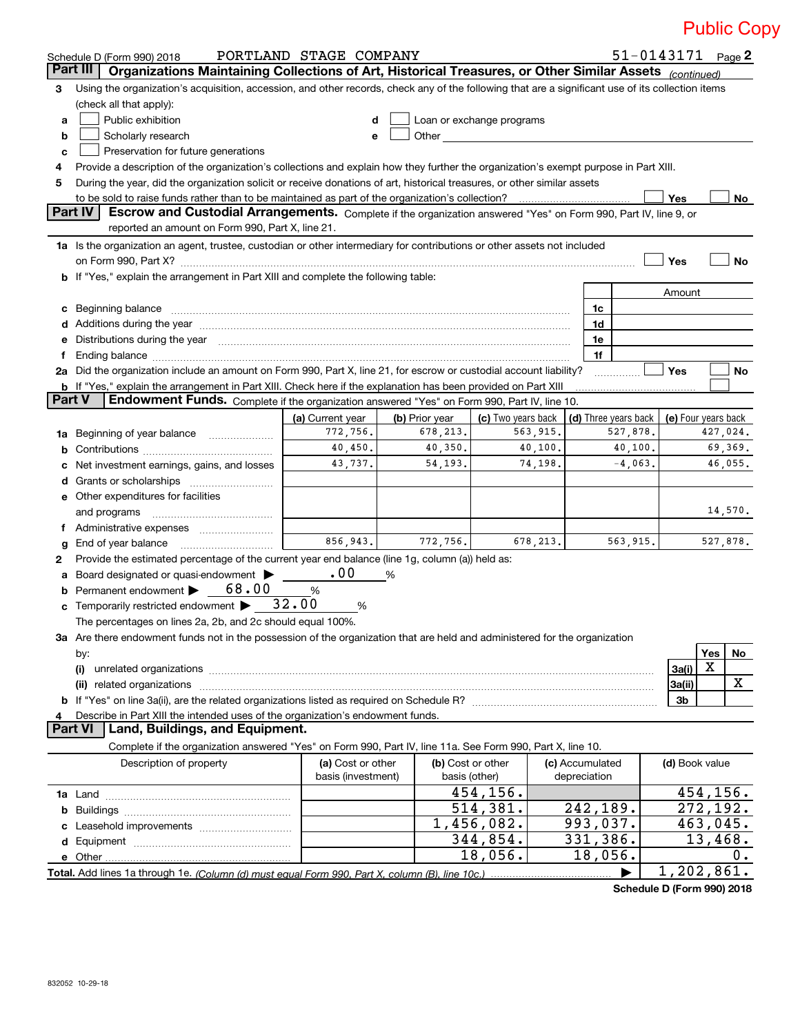Public Copy

Schedule D (Form 990) 2018 PORTLAND STAGE COMPANY 51-0143171

## Part III Organizations Maintaining Collections of Art, Historical Treasures, or Other Similar Assets *(continued)*

3 Using the organization's acquisition, accession, and other records, check any of the following that are a significant use of its collection items (check all that apply):

a ☐ Public exhibition
b ☐ Scholarly research
c ☐ Preservation for future generations
d ☐ Loan or exchange programs
e ☐ Other

4 Provide a description of the organization's collections and explain how they further the organization's exempt purpose in Part XIII.

5 During the year, did the organization solicit or receive donations of art, historical treasures, or other similar assets to be sold to raise funds rather than to be maintained as part of the organization's collection? ☐ Yes ☐ No

## Part IV Escrow and Custodial Arrangements.

Complete if the organization answered "Yes" on Form 990, Part IV, line 9, or reported an amount on Form 990, Part X, line 21.

1a Is the organization an agent, trustee, custodian or other intermediary for contributions or other assets not included on Form 990, Part X? ☐ Yes ☐ No

b If "Yes," explain the arrangement in Part XIII and complete the following table:

| | | Amount |
|---|---|---|
| c Beginning balance | 1c | |
| d Additions during the year | 1d | |
| e Distributions during the year | 1e | |
| f Ending balance | 1f | |

2a Did the organization include an amount on Form 990, Part X, line 21, for escrow or custodial account liability? ☐ Yes ☐ No

b If "Yes," explain the arrangement in Part XIII. Check here if the explanation has been provided on Part XIII ☐

## Part V Endowment Funds.

Complete if the organization answered "Yes" on Form 990, Part IV, line 10.

| | (a) Current year | (b) Prior year | (c) Two years back | (d) Three years back | (e) Four years back |
|---|---|---|---|---|---|
| 1a Beginning of year balance | 772,756. | 678,213. | 563,915. | 527,878. | 427,024. |
| b Contributions | 40,450. | 40,350. | 40,100. | 40,100. | 69,369. |
| c Net investment earnings, gains, and losses | 43,737. | 54,193. | 74,198. | -4,063. | 46,055. |
| d Grants or scholarships | | | | | |
| e Other expenditures for facilities and programs | | | | | 14,570. |
| f Administrative expenses | | | | | |
| g End of year balance | 856,943. | 772,756. | 678,213. | 563,915. | 527,878. |

2 Provide the estimated percentage of the current year end balance (line 1g, column (a)) held as:

a Board designated or quasi-endowment ▶ .00 %
b Permanent endowment ▶ 68.00 %
c Temporarily restricted endowment ▶ 32.00 %

The percentages on lines 2a, 2b, and 2c should equal 100%.

3a Are there endowment funds not in the possession of the organization that are held and administered for the organization by:

| | | Yes | No |
|---|---|---|---|
| (i) unrelated organizations | 3a(i) | X | |
| (ii) related organizations | 3a(ii) | | X |
| b If "Yes" on line 3a(ii), are the related organizations listed as required on Schedule R? | 3b | | |

4 Describe in Part XIII the intended uses of the organization's endowment funds.

## Part VI Land, Buildings, and Equipment.

Complete if the organization answered "Yes" on Form 990, Part IV, line 11a. See Form 990, Part X, line 10.

| Description of property | (a) Cost or other basis (investment) | (b) Cost or other basis (other) | (c) Accumulated depreciation | (d) Book value |
|---|---|---|---|---|
| 1a Land | | 454,156. | | 454,156. |
| b Buildings | | 514,381. | 242,189. | 272,192. |
| c Leasehold improvements | | 1,456,082. | 993,037. | 463,045. |
| d Equipment | | 344,854. | 331,386. | 13,468. |
| e Other | | 18,056. | 18,056. | 0. |
| **Total.** Add lines 1a through 1e. *(Column (d) must equal Form 990, Part X, column (B), line 10c.)* | | | ▶ | 1,202,861. |

832052 10-29-18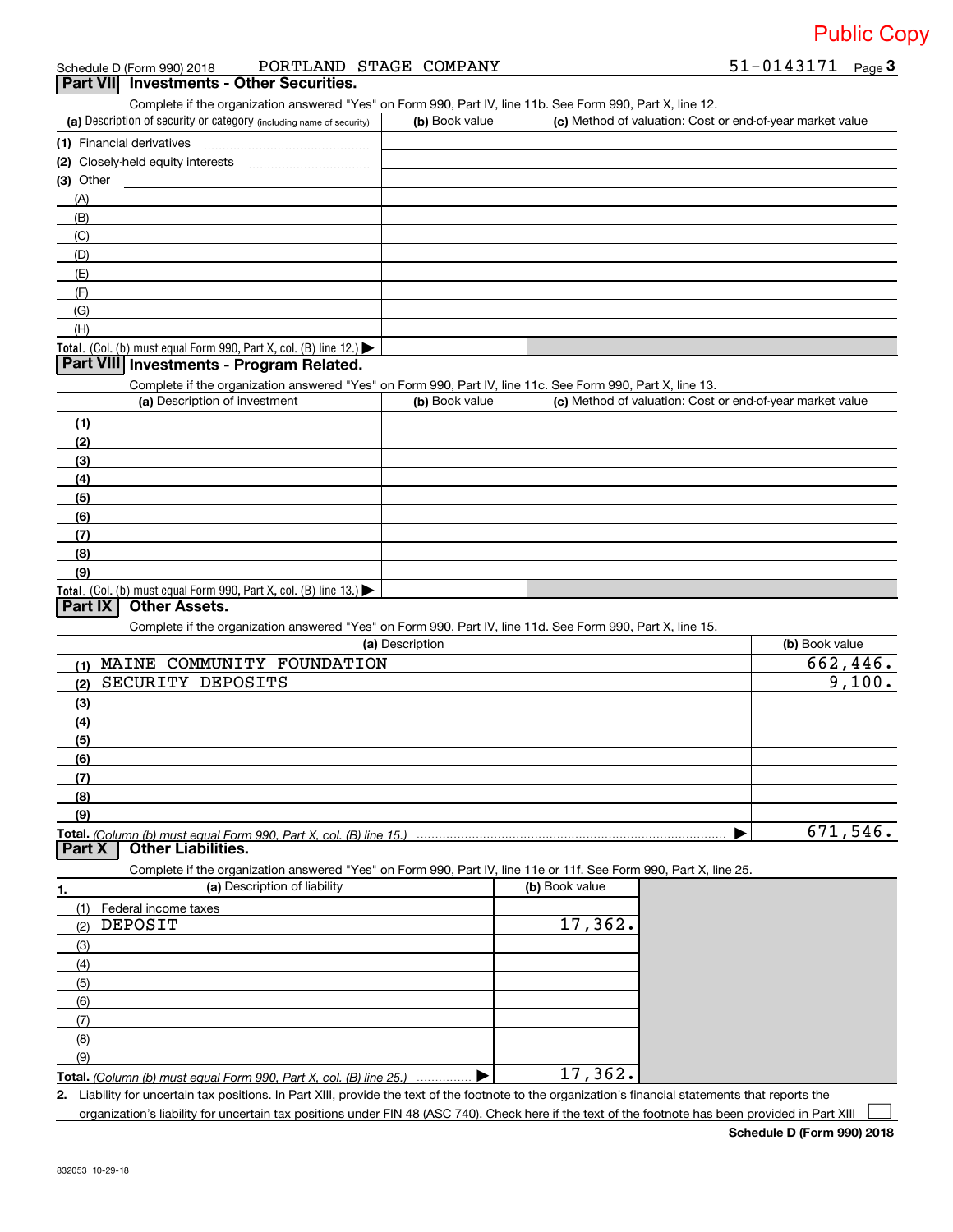Public Copy

Schedule D (Form 990) 2018 PORTLAND STAGE COMPANY 51-0143171 Page 3

## Part VII Investments - Other Securities.

Complete if the organization answered "Yes" on Form 990, Part IV, line 11b. See Form 990, Part X, line 12.

| (a) Description of security or category (including name of security) | (b) Book value | (c) Method of valuation: Cost or end-of-year market value |
|---|---|---|
| (1) Financial derivatives | | |
| (2) Closely-held equity interests | | |
| (3) Other | | |
| (A) | | |
| (B) | | |
| (C) | | |
| (D) | | |
| (E) | | |
| (F) | | |
| (G) | | |
| (H) | | |
| Total. (Col. (b) must equal Form 990, Part X, col. (B) line 12.) ▶ | | |

## Part VIII Investments - Program Related.

Complete if the organization answered "Yes" on Form 990, Part IV, line 11c. See Form 990, Part X, line 13.

| (a) Description of investment | (b) Book value | (c) Method of valuation: Cost or end-of-year market value |
|---|---|---|
| (1) | | |
| (2) | | |
| (3) | | |
| (4) | | |
| (5) | | |
| (6) | | |
| (7) | | |
| (8) | | |
| (9) | | |
| Total. (Col. (b) must equal Form 990, Part X, col. (B) line 13.) ▶ | | |

## Part IX Other Assets.

Complete if the organization answered "Yes" on Form 990, Part IV, line 11d. See Form 990, Part X, line 15.

| (a) Description | (b) Book value |
|---|---|
| (1) MAINE COMMUNITY FOUNDATION | 662,446. |
| (2) SECURITY DEPOSITS | 9,100. |
| (3) | |
| (4) | |
| (5) | |
| (6) | |
| (7) | |
| (8) | |
| (9) | |
| Total. *(Column (b) must equal Form 990, Part X, col. (B) line 15.)* ▶ | 671,546. |

## Part X Other Liabilities.

Complete if the organization answered "Yes" on Form 990, Part IV, line 11e or 11f. See Form 990, Part X, line 25.

| 1. (a) Description of liability | (b) Book value |
|---|---|
| (1) Federal income taxes | |
| (2) DEPOSIT | 17,362. |
| (3) | |
| (4) | |
| (5) | |
| (6) | |
| (7) | |
| (8) | |
| (9) | |
| Total. *(Column (b) must equal Form 990, Part X, col. (B) line 25.)* ▶ | 17,362. |

2. Liability for uncertain tax positions. In Part XIII, provide the text of the footnote to the organization's financial statements that reports the organization's liability for uncertain tax positions under FIN 48 (ASC 740). Check here if the text of the footnote has been provided in Part XIII ☐

Schedule D (Form 990) 2018

832053 10-29-18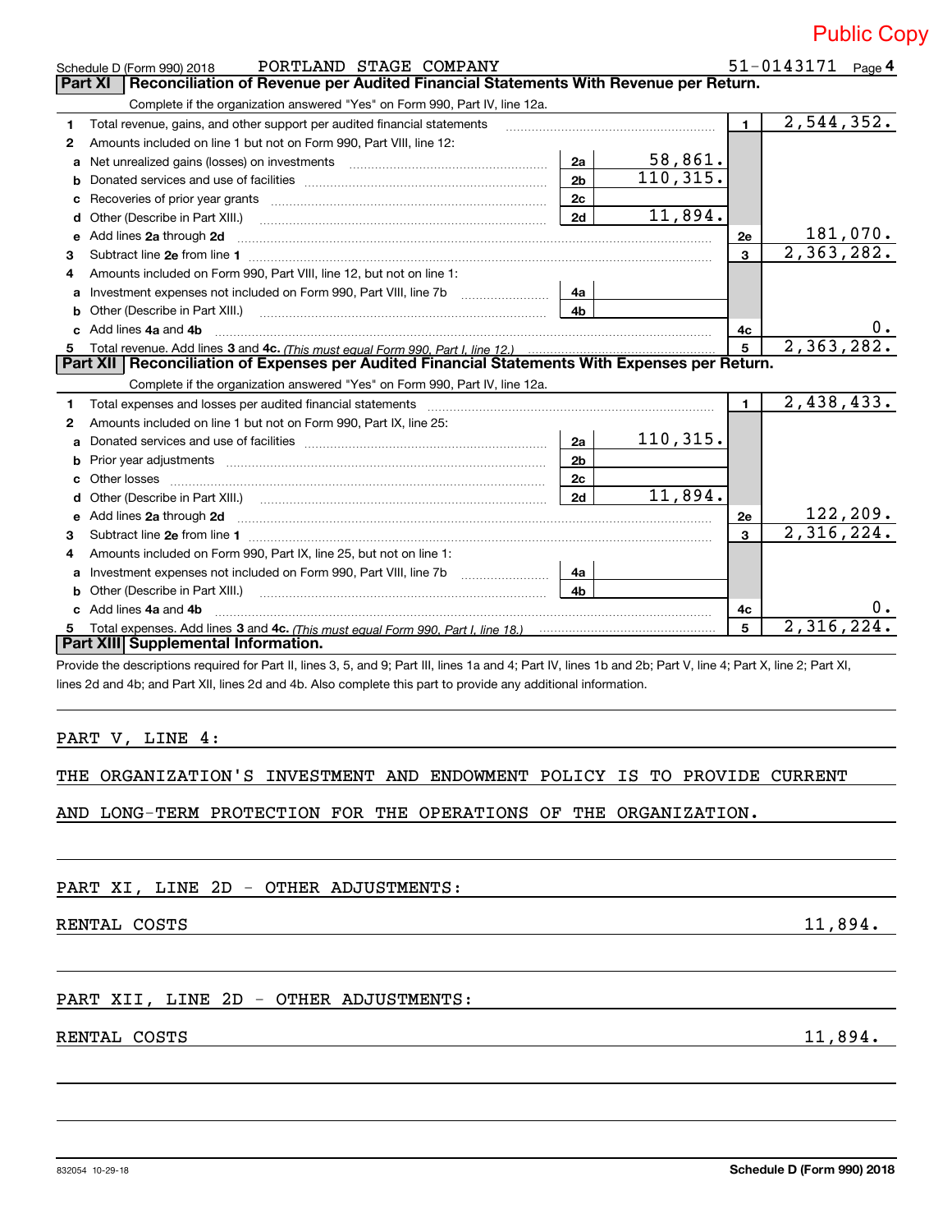Public Copy

Schedule D (Form 990) 2018 PORTLAND STAGE COMPANY 51-0143171 Page 4

## Part XI Reconciliation of Revenue per Audited Financial Statements With Revenue per Return.

Complete if the organization answered "Yes" on Form 990, Part IV, line 12a.

| | | | | | |
|---|---|---|---|---|---|
| 1 | Total revenue, gains, and other support per audited financial statements | | | 1 | 2,544,352. |
| 2 | Amounts included on line 1 but not on Form 990, Part VIII, line 12: | | | | |
| a | Net unrealized gains (losses) on investments | 2a | 58,861. | | |
| b | Donated services and use of facilities | 2b | 110,315. | | |
| c | Recoveries of prior year grants | 2c | | | |
| d | Other (Describe in Part XIII.) | 2d | 11,894. | | |
| e | Add lines 2a through 2d | | | 2e | 181,070. |
| 3 | Subtract line 2e from line 1 | | | 3 | 2,363,282. |
| 4 | Amounts included on Form 990, Part VIII, line 12, but not on line 1: | | | | |
| a | Investment expenses not included on Form 990, Part VIII, line 7b | 4a | | | |
| b | Other (Describe in Part XIII.) | 4b | | | |
| c | Add lines 4a and 4b | | | 4c | 0. |
| 5 | Total revenue. Add lines 3 and 4c. *(This must equal Form 990, Part I, line 12.)* | | | 5 | 2,363,282. |

## Part XII Reconciliation of Expenses per Audited Financial Statements With Expenses per Return.

Complete if the organization answered "Yes" on Form 990, Part IV, line 12a.

| | | | | | |
|---|---|---|---|---|---|
| 1 | Total expenses and losses per audited financial statements | | | 1 | 2,438,433. |
| 2 | Amounts included on line 1 but not on Form 990, Part IX, line 25: | | | | |
| a | Donated services and use of facilities | 2a | 110,315. | | |
| b | Prior year adjustments | 2b | | | |
| c | Other losses | 2c | | | |
| d | Other (Describe in Part XIII.) | 2d | 11,894. | | |
| e | Add lines 2a through 2d | | | 2e | 122,209. |
| 3 | Subtract line 2e from line 1 | | | 3 | 2,316,224. |
| 4 | Amounts included on Form 990, Part IX, line 25, but not on line 1: | | | | |
| a | Investment expenses not included on Form 990, Part VIII, line 7b | 4a | | | |
| b | Other (Describe in Part XIII.) | 4b | | | |
| c | Add lines 4a and 4b | | | 4c | 0. |
| 5 | Total expenses. Add lines 3 and 4c. *(This must equal Form 990, Part I, line 18.)* | | | 5 | 2,316,224. |

## Part XIII Supplemental Information.

Provide the descriptions required for Part II, lines 3, 5, and 9; Part III, lines 1a and 4; Part IV, lines 1b and 2b; Part V, line 4; Part X, line 2; Part XI, lines 2d and 4b; and Part XII, lines 2d and 4b. Also complete this part to provide any additional information.

PART V, LINE 4:

THE ORGANIZATION'S INVESTMENT AND ENDOWMENT POLICY IS TO PROVIDE CURRENT AND LONG-TERM PROTECTION FOR THE OPERATIONS OF THE ORGANIZATION.

PART XI, LINE 2D - OTHER ADJUSTMENTS:

RENTAL COSTS 11,894.

PART XII, LINE 2D - OTHER ADJUSTMENTS:

RENTAL COSTS 11,894.

832054 10-29-18 Schedule D (Form 990) 2018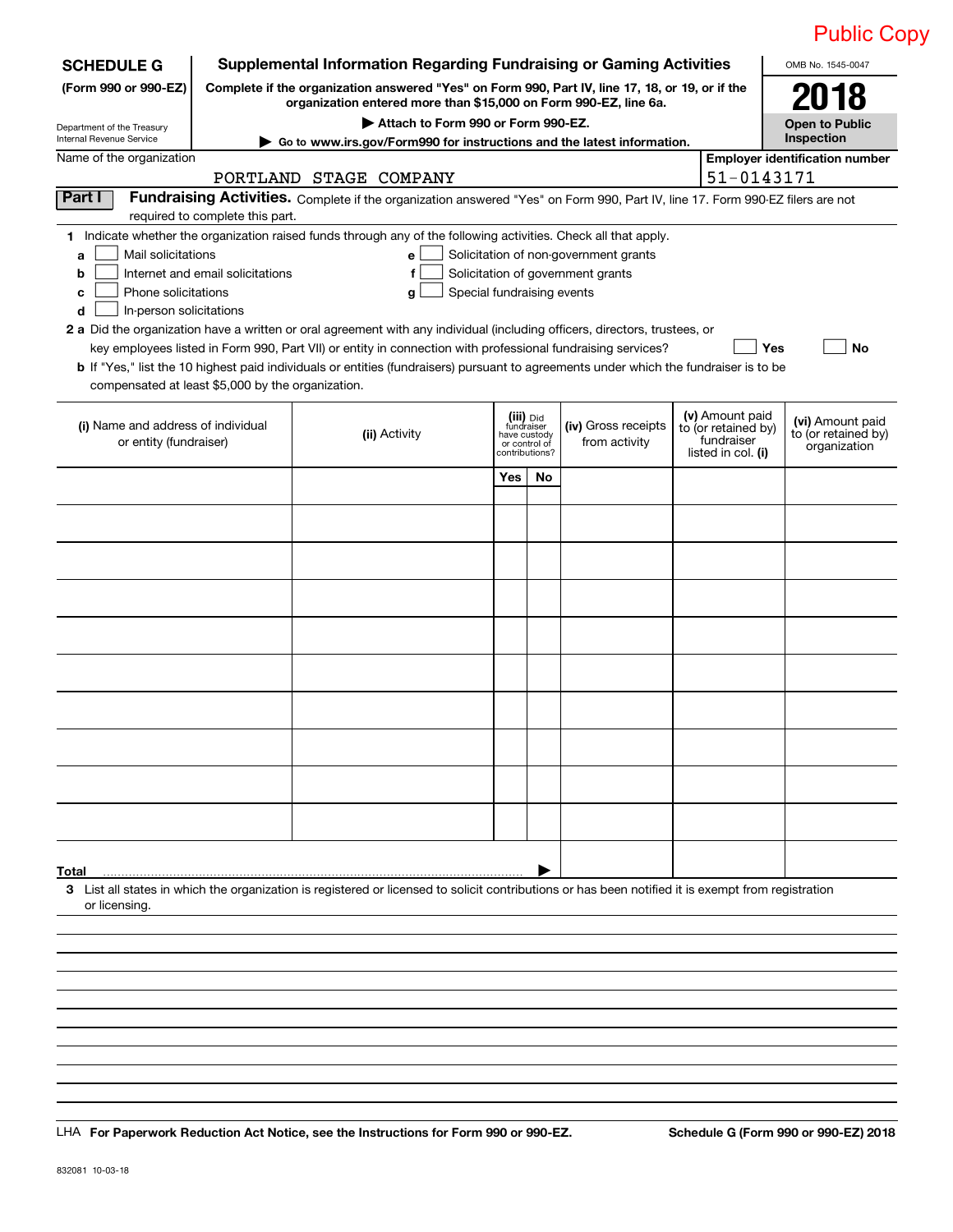Public Copy

**SCHEDULE G**
**(Form 990 or 990-EZ)**

Department of the Treasury
Internal Revenue Service

# Supplemental Information Regarding Fundraising or Gaming Activities

**Complete if the organization answered "Yes" on Form 990, Part IV, line 17, 18, or 19, or if the organization entered more than $15,000 on Form 990-EZ, line 6a.**

**▶ Attach to Form 990 or Form 990-EZ.**

**▶ Go to www.irs.gov/Form990 for instructions and the latest information.**

OMB No. 1545-0047

**2018**

**Open to Public Inspection**

Name of the organization: PORTLAND STAGE COMPANY

**Employer identification number:** 51-0143171

**Part I** **Fundraising Activities.** Complete if the organization answered "Yes" on Form 990, Part IV, line 17. Form 990-EZ filers are not required to complete this part.

1 Indicate whether the organization raised funds through any of the following activities. Check all that apply.

- a ☐ Mail solicitations
- b ☐ Internet and email solicitations
- c ☐ Phone solicitations
- d ☐ In-person solicitations
- e ☐ Solicitation of non-government grants
- f ☐ Solicitation of government grants
- g ☐ Special fundraising events

2 a Did the organization have a written or oral agreement with any individual (including officers, directors, trustees, or key employees listed in Form 990, Part VII) or entity in connection with professional fundraising services? ☐ Yes ☐ No

b If "Yes," list the 10 highest paid individuals or entities (fundraisers) pursuant to agreements under which the fundraiser is to be compensated at least $5,000 by the organization.

| (i) Name and address of individual or entity (fundraiser) | (ii) Activity | (iii) Did fundraiser have custody or control of contributions? Yes | No | (iv) Gross receipts from activity | (v) Amount paid to (or retained by) fundraiser listed in col. (i) | (vi) Amount paid to (or retained by) organization |
|---|---|---|---|---|---|---|
| | | | | | | |
| | | | | | | |
| | | | | | | |
| | | | | | | |
| | | | | | | |
| | | | | | | |
| | | | | | | |
| | | | | | | |
| | | | | | | |
| | | | | | | |
| **Total** ▶ | | | | | | |

3 List all states in which the organization is registered or licensed to solicit contributions or has been notified it is exempt from registration or licensing.

LHA **For Paperwork Reduction Act Notice, see the Instructions for Form 990 or 990-EZ.** **Schedule G (Form 990 or 990-EZ) 2018**

832081 10-03-18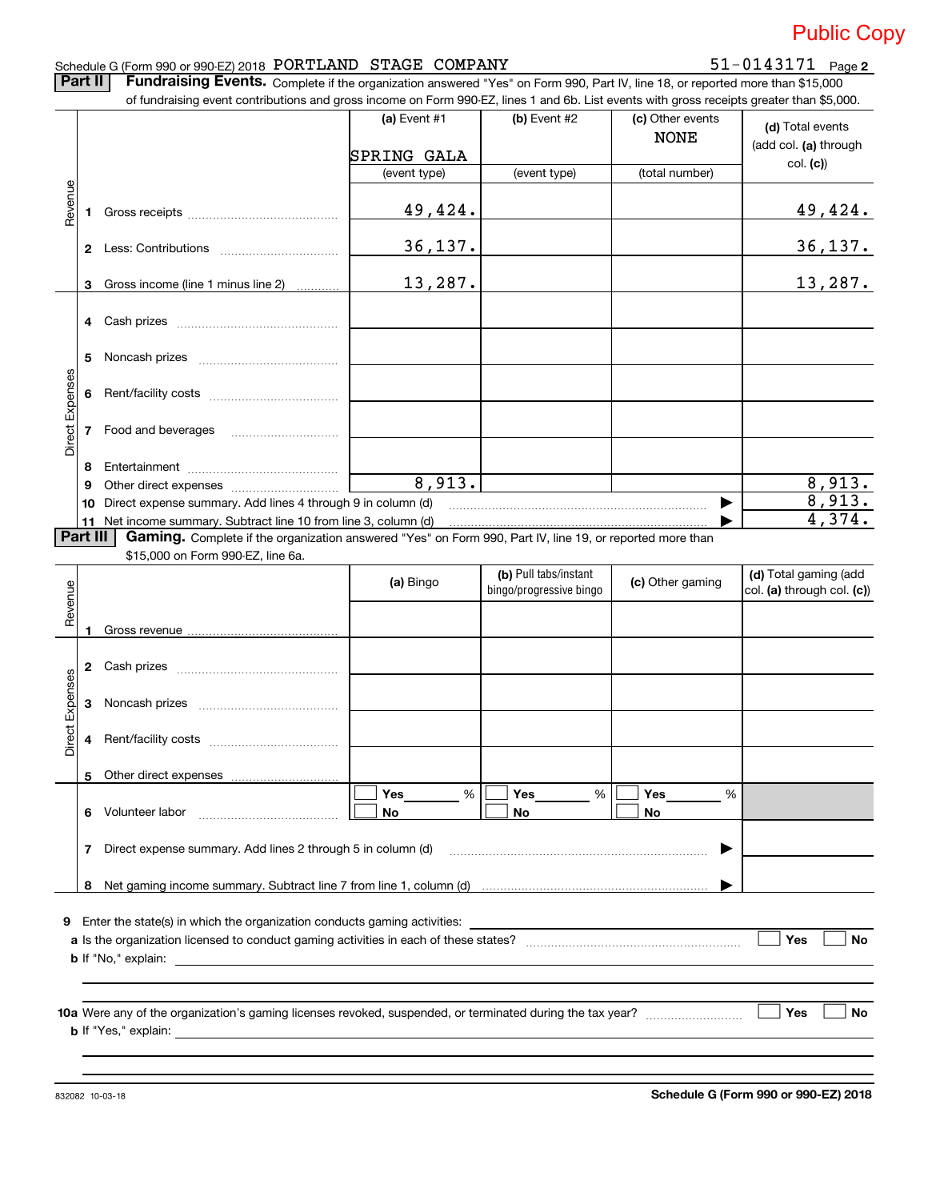Public Copy

Schedule G (Form 990 or 990-EZ) 2018 PORTLAND STAGE COMPANY 51-0143171 Page **2**

**Part II** **Fundraising Events.** Complete if the organization answered "Yes" on Form 990, Part IV, line 18, or reported more than $15,000 of fundraising event contributions and gross income on Form 990-EZ, lines 1 and 6b. List events with gross receipts greater than $5,000.

| | | (a) Event #1 | (b) Event #2 | (c) Other events | (d) Total events (add col. (a) through col. (c)) |
|---|---|---|---|---|---|
| | | SPRING GALA | | NONE | |
| | | (event type) | (event type) | (total number) | |
| Revenue | 1 Gross receipts | 49,424. | | | 49,424. |
| | 2 Less: Contributions | 36,137. | | | 36,137. |
| | 3 Gross income (line 1 minus line 2) | 13,287. | | | 13,287. |
| Direct Expenses | 4 Cash prizes | | | | |
| | 5 Noncash prizes | | | | |
| | 6 Rent/facility costs | | | | |
| | 7 Food and beverages | | | | |
| | 8 Entertainment | | | | |
| | 9 Other direct expenses | 8,913. | | | 8,913. |
| | 10 Direct expense summary. Add lines 4 through 9 in column (d) | | | ▶ | 8,913. |
| | 11 Net income summary. Subtract line 10 from line 3, column (d) | | | ▶ | 4,374. |

**Part III** **Gaming.** Complete if the organization answered "Yes" on Form 990, Part IV, line 19, or reported more than $15,000 on Form 990-EZ, line 6a.

| | | (a) Bingo | (b) Pull tabs/instant bingo/progressive bingo | (c) Other gaming | (d) Total gaming (add col. (a) through col. (c)) |
|---|---|---|---|---|---|
| Revenue | 1 Gross revenue | | | | |
| Direct Expenses | 2 Cash prizes | | | | |
| | 3 Noncash prizes | | | | |
| | 4 Rent/facility costs | | | | |
| | 5 Other direct expenses | | | | |
| | 6 Volunteer labor | ☐ Yes ___ % ☐ No | ☐ Yes ___ % ☐ No | ☐ Yes ___ % ☐ No | |
| | 7 Direct expense summary. Add lines 2 through 5 in column (d) | | | ▶ | |
| | 8 Net gaming income summary. Subtract line 7 from line 1, column (d) | | | ▶ | |

9 Enter the state(s) in which the organization conducts gaming activities: ______

a Is the organization licensed to conduct gaming activities in each of these states? ☐ Yes ☐ No

b If "No," explain: ______

10a Were any of the organization's gaming licenses revoked, suspended, or terminated during the tax year? ☐ Yes ☐ No

b If "Yes," explain: ______

832082 10-03-18

**Schedule G (Form 990 or 990-EZ) 2018**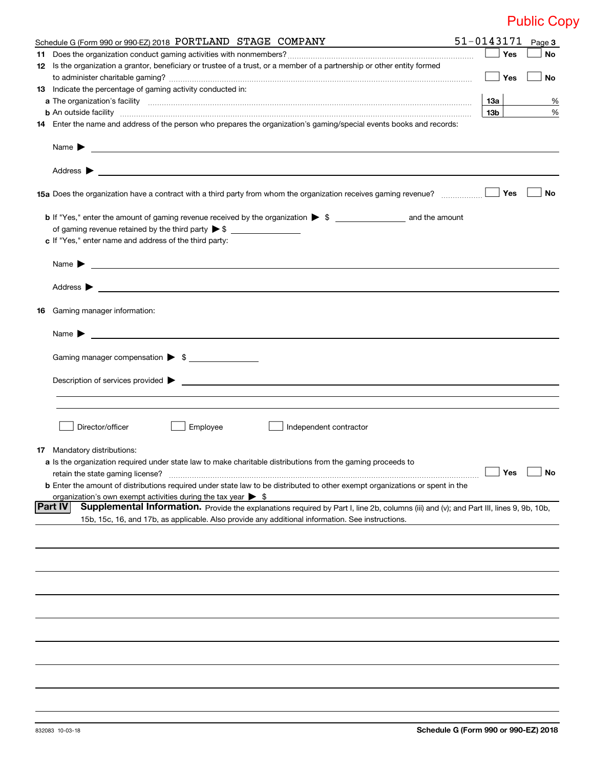Public Copy

Schedule G (Form 990 or 990-EZ) 2018 PORTLAND STAGE COMPANY 51-0143171 Page **3**

**11** Does the organization conduct gaming activities with nonmembers? ☐ Yes ☐ No

**12** Is the organization a grantor, beneficiary or trustee of a trust, or a member of a partnership or other entity formed to administer charitable gaming? ☐ Yes ☐ No

**13** Indicate the percentage of gaming activity conducted in:

**a** The organization's facility **13a** %

**b** An outside facility **13b** %

**14** Enter the name and address of the person who prepares the organization's gaming/special events books and records:

Name ▶

Address ▶

**15a** Does the organization have a contract with a third party from whom the organization receives gaming revenue? ☐ Yes ☐ No

**b** If "Yes," enter the amount of gaming revenue received by the organization ▶ $ \_\_\_\_\_\_\_\_ and the amount of gaming revenue retained by the third party ▶ $ \_\_\_\_\_\_\_\_

**c** If "Yes," enter name and address of the third party:

Name ▶

Address ▶

**16** Gaming manager information:

Name ▶

Gaming manager compensation ▶ $ \_\_\_\_\_\_\_\_

Description of services provided ▶

☐ Director/officer ☐ Employee ☐ Independent contractor

**17** Mandatory distributions:

**a** Is the organization required under state law to make charitable distributions from the gaming proceeds to retain the state gaming license? ☐ Yes ☐ No

**b** Enter the amount of distributions required under state law to be distributed to other exempt organizations or spent in the organization's own exempt activities during the tax year ▶ $

**Part IV** **Supplemental Information.** Provide the explanations required by Part I, line 2b, columns (iii) and (v); and Part III, lines 9, 9b, 10b, 15b, 15c, 16, and 17b, as applicable. Also provide any additional information. See instructions.

832083 10-03-18 **Schedule G (Form 990 or 990-EZ) 2018**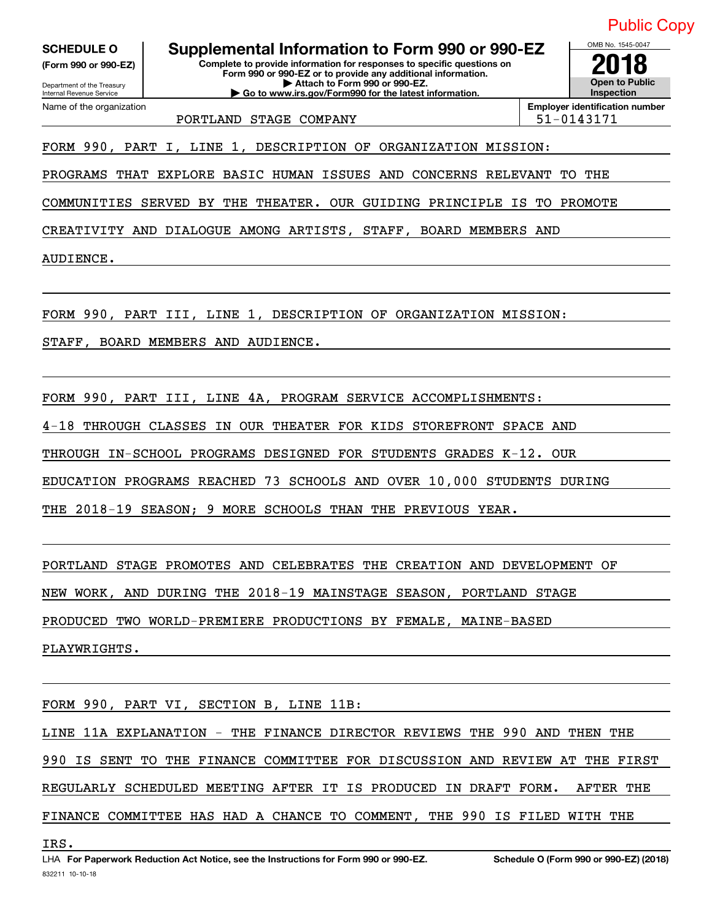Public Copy

**SCHEDULE O**
**(Form 990 or 990-EZ)**

Department of the Treasury
Internal Revenue Service

# Supplemental Information to Form 990 or 990-EZ

**Complete to provide information for responses to specific questions on Form 990 or 990-EZ or to provide any additional information.**
**▶ Attach to Form 990 or 990-EZ.**
**▶ Go to www.irs.gov/Form990 for the latest information.**

OMB No. 1545-0047
**2018**
**Open to Public Inspection**

Name of the organization: PORTLAND STAGE COMPANY

**Employer identification number:** 51-0143171

FORM 990, PART I, LINE 1, DESCRIPTION OF ORGANIZATION MISSION:

PROGRAMS THAT EXPLORE BASIC HUMAN ISSUES AND CONCERNS RELEVANT TO THE COMMUNITIES SERVED BY THE THEATER. OUR GUIDING PRINCIPLE IS TO PROMOTE CREATIVITY AND DIALOGUE AMONG ARTISTS, STAFF, BOARD MEMBERS AND AUDIENCE.

FORM 990, PART III, LINE 1, DESCRIPTION OF ORGANIZATION MISSION:

STAFF, BOARD MEMBERS AND AUDIENCE.

FORM 990, PART III, LINE 4A, PROGRAM SERVICE ACCOMPLISHMENTS:

4-18 THROUGH CLASSES IN OUR THEATER FOR KIDS STOREFRONT SPACE AND THROUGH IN-SCHOOL PROGRAMS DESIGNED FOR STUDENTS GRADES K-12. OUR EDUCATION PROGRAMS REACHED 73 SCHOOLS AND OVER 10,000 STUDENTS DURING THE 2018-19 SEASON; 9 MORE SCHOOLS THAN THE PREVIOUS YEAR.

PORTLAND STAGE PROMOTES AND CELEBRATES THE CREATION AND DEVELOPMENT OF NEW WORK, AND DURING THE 2018-19 MAINSTAGE SEASON, PORTLAND STAGE PRODUCED TWO WORLD-PREMIERE PRODUCTIONS BY FEMALE, MAINE-BASED PLAYWRIGHTS.

FORM 990, PART VI, SECTION B, LINE 11B:

LINE 11A EXPLANATION - THE FINANCE DIRECTOR REVIEWS THE 990 AND THEN THE 990 IS SENT TO THE FINANCE COMMITTEE FOR DISCUSSION AND REVIEW AT THE FIRST REGULARLY SCHEDULED MEETING AFTER IT IS PRODUCED IN DRAFT FORM. AFTER THE FINANCE COMMITTEE HAS HAD A CHANCE TO COMMENT, THE 990 IS FILED WITH THE IRS.

LHA **For Paperwork Reduction Act Notice, see the Instructions for Form 990 or 990-EZ.** **Schedule O (Form 990 or 990-EZ) (2018)**
832211 10-10-18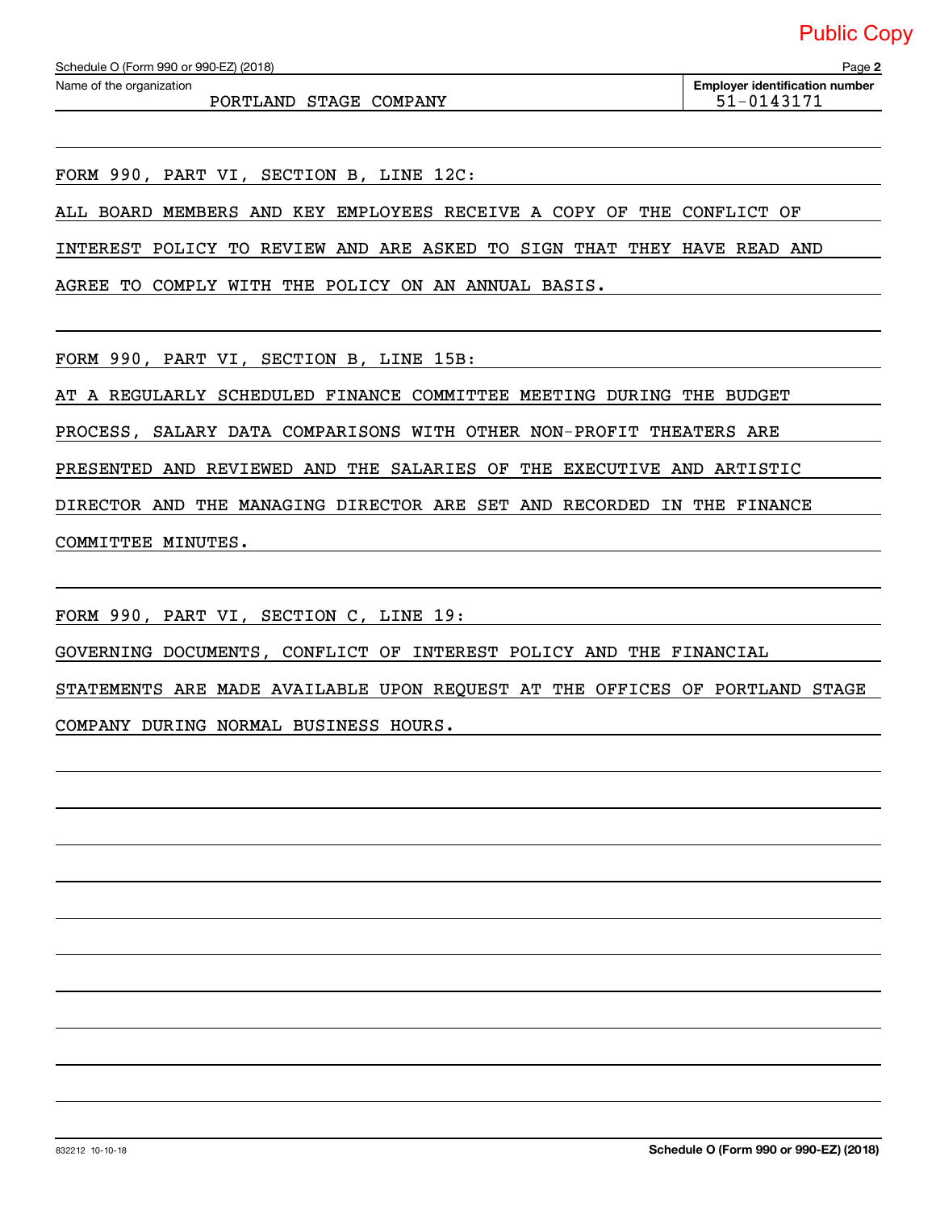Name of the organization: PORTLAND STAGE COMPANY

Employer identification number: 51-0143171

FORM 990, PART VI, SECTION B, LINE 12C:

ALL BOARD MEMBERS AND KEY EMPLOYEES RECEIVE A COPY OF THE CONFLICT OF INTEREST POLICY TO REVIEW AND ARE ASKED TO SIGN THAT THEY HAVE READ AND AGREE TO COMPLY WITH THE POLICY ON AN ANNUAL BASIS.

FORM 990, PART VI, SECTION B, LINE 15B:

AT A REGULARLY SCHEDULED FINANCE COMMITTEE MEETING DURING THE BUDGET PROCESS, SALARY DATA COMPARISONS WITH OTHER NON-PROFIT THEATERS ARE PRESENTED AND REVIEWED AND THE SALARIES OF THE EXECUTIVE AND ARTISTIC DIRECTOR AND THE MANAGING DIRECTOR ARE SET AND RECORDED IN THE FINANCE COMMITTEE MINUTES.

FORM 990, PART VI, SECTION C, LINE 19:

GOVERNING DOCUMENTS, CONFLICT OF INTEREST POLICY AND THE FINANCIAL STATEMENTS ARE MADE AVAILABLE UPON REQUEST AT THE OFFICES OF PORTLAND STAGE COMPANY DURING NORMAL BUSINESS HOURS.